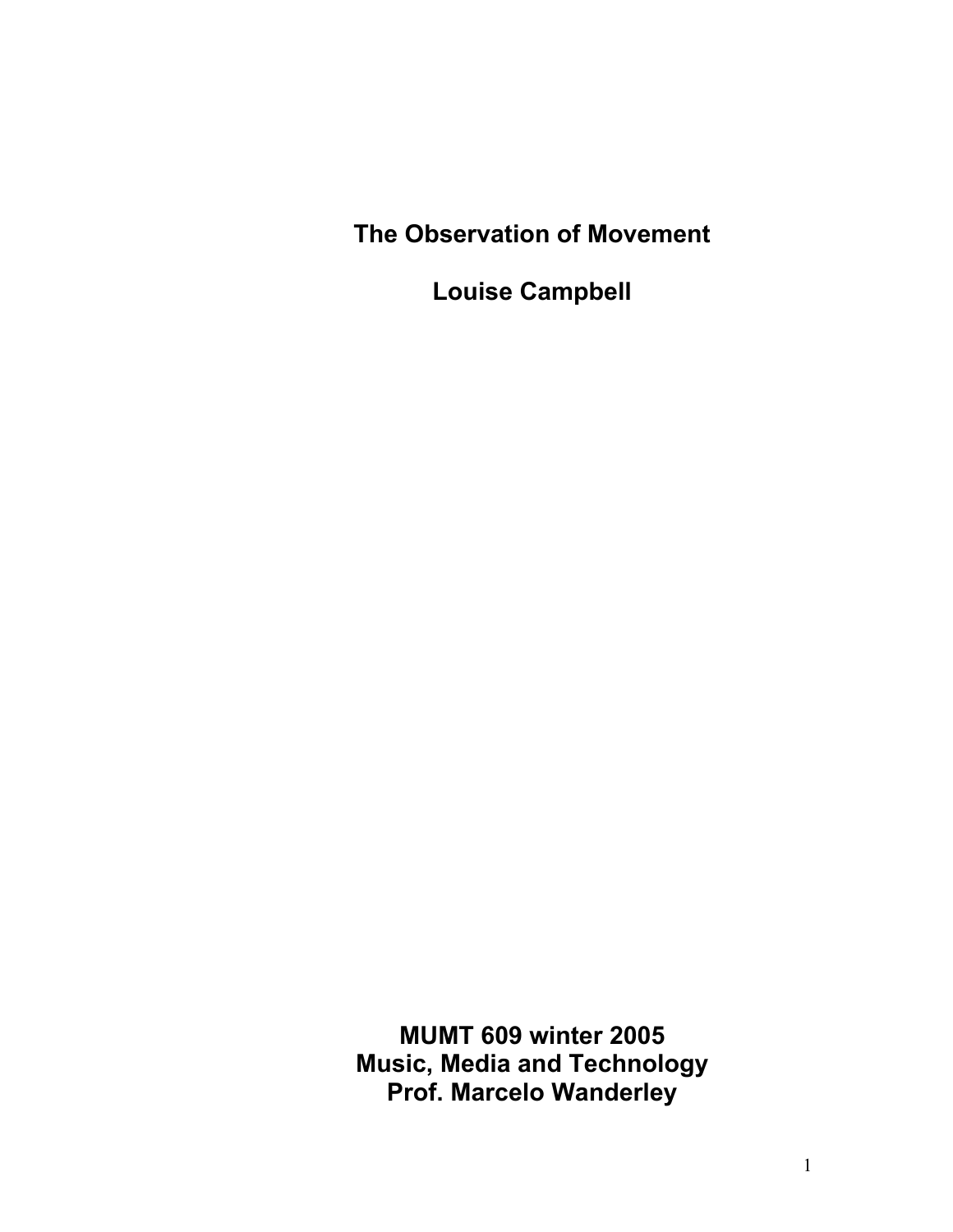# The Observation of Movement

**Louise Campbell**

**MUMT 609 winter 2005**
**Music, Media and Technology**
**Prof. Marcelo Wanderley**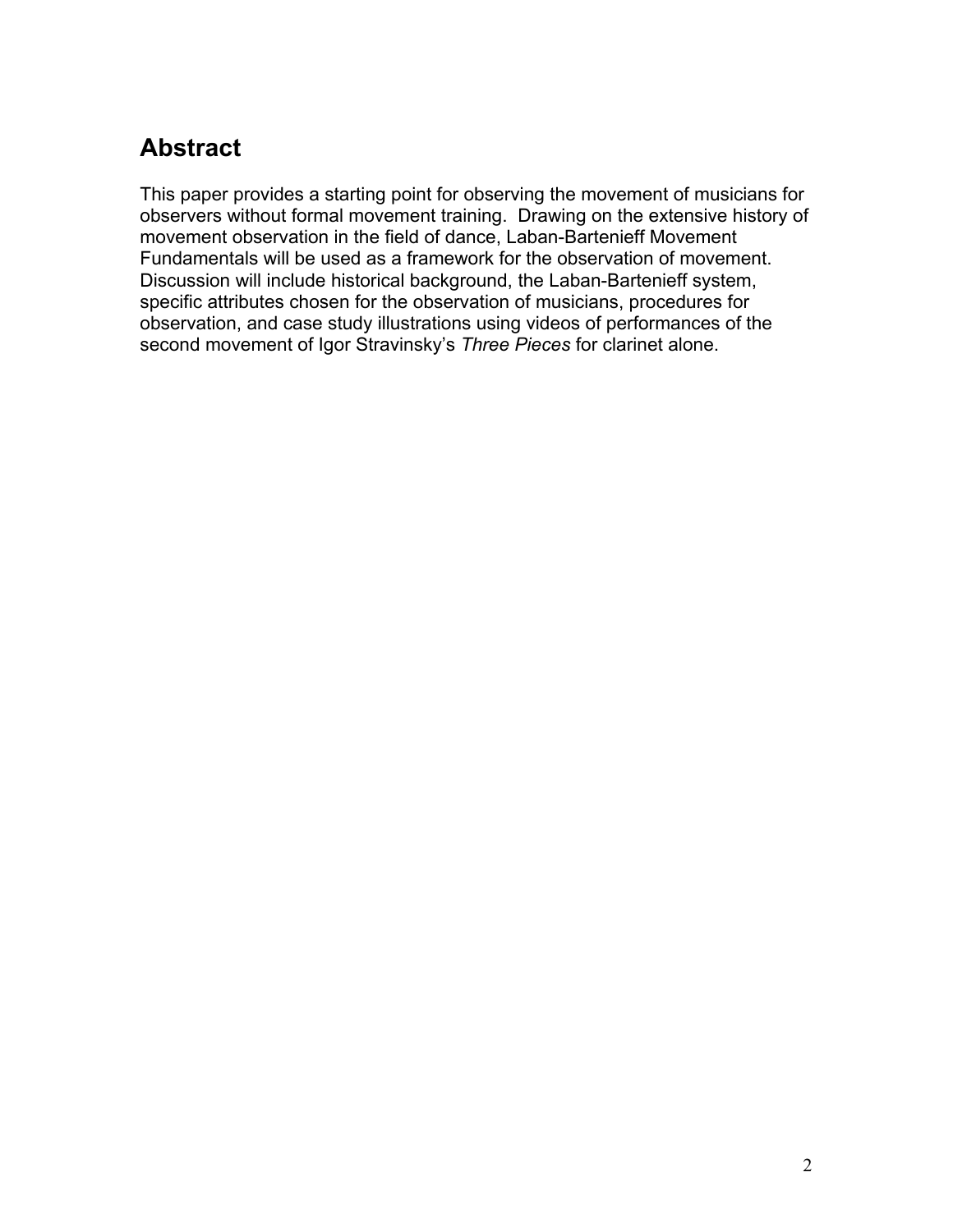## Abstract

This paper provides a starting point for observing the movement of musicians for observers without formal movement training. Drawing on the extensive history of movement observation in the field of dance, Laban-Bartenieff Movement Fundamentals will be used as a framework for the observation of movement. Discussion will include historical background, the Laban-Bartenieff system, specific attributes chosen for the observation of musicians, procedures for observation, and case study illustrations using videos of performances of the second movement of Igor Stravinsky's *Three Pieces* for clarinet alone.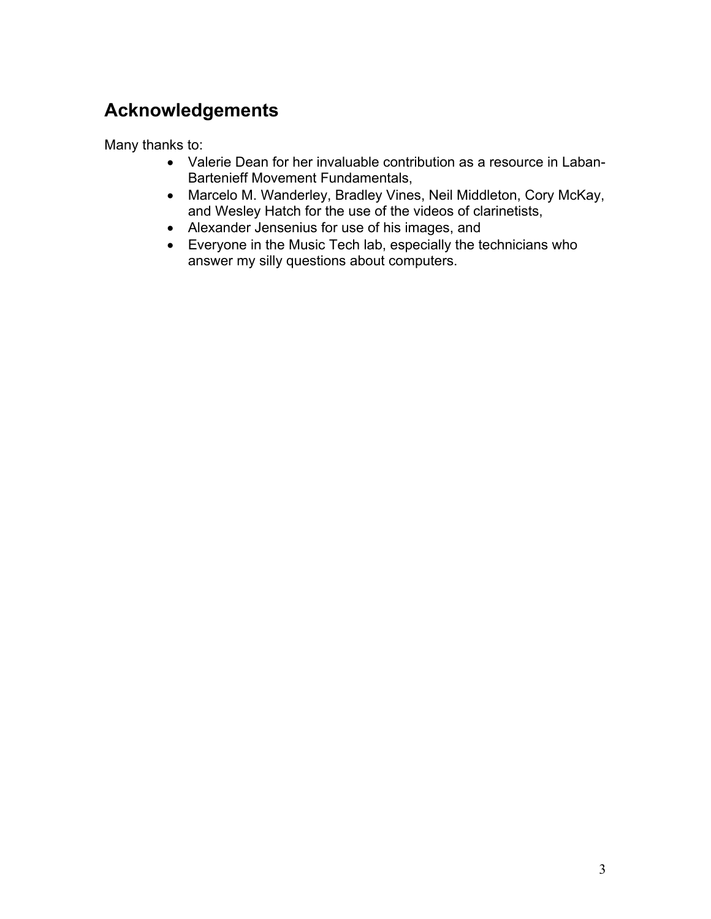## Acknowledgements

Many thanks to:

- Valerie Dean for her invaluable contribution as a resource in Laban-Bartenieff Movement Fundamentals,
- Marcelo M. Wanderley, Bradley Vines, Neil Middleton, Cory McKay, and Wesley Hatch for the use of the videos of clarinetists,
- Alexander Jensenius for use of his images, and
- Everyone in the Music Tech lab, especially the technicians who answer my silly questions about computers.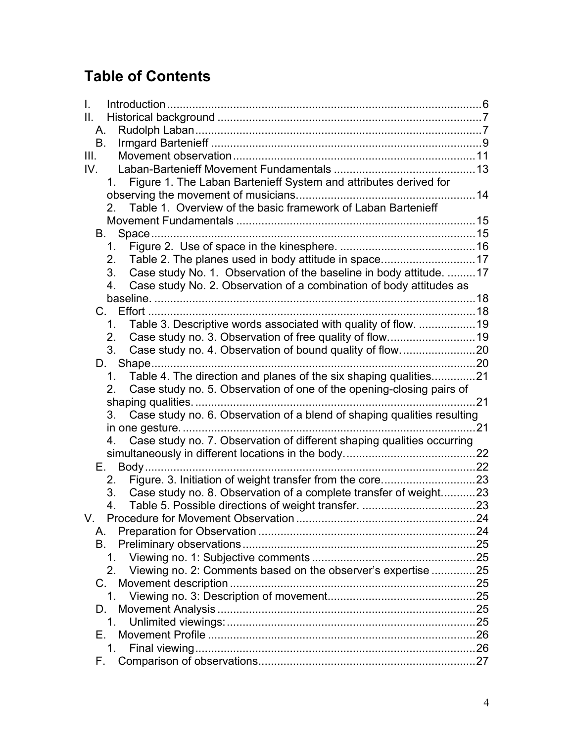# Table of Contents

I. Introduction ........................................................................................ 6
II. Historical background ...................................................................... 7
  A. Rudolph Laban ............................................................................. 7
  B. Irmgard Bartenieff ........................................................................ 9
III. Movement observation ................................................................. 11
IV. Laban-Bartenieff Movement Fundamentals ................................... 13
    1. Figure 1. The Laban Bartenieff System and attributes derived for observing the movement of musicians. ....................................................... 14
    2. Table 1. Overview of the basic framework of Laban Bartenieff Movement Fundamentals ........................................................................ 15
  B. Space .......................................................................................... 15
    1. Figure 2. Use of space in the kinesphere. ........................................ 16
    2. Table 2. The planes used in body attitude in space. .......................... 17
    3. Case study No. 1. Observation of the baseline in body attitude. ......... 17
    4. Case study No. 2. Observation of a combination of body attitudes as baseline. .................................................................................................. 18
  C. Effort .......................................................................................... 18
    1. Table 3. Descriptive words associated with quality of flow. .................. 19
    2. Case study no. 3. Observation of free quality of flow. ......................... 19
    3. Case study no. 4. Observation of bound quality of flow. ...................... 20
  D. Shape .......................................................................................... 20
    1. Table 4. The direction and planes of the six shaping qualities. ............. 21
    2. Case study no. 5. Observation of one of the opening-closing pairs of shaping qualities. ...................................................................................... 21
    3. Case study no. 6. Observation of a blend of shaping qualities resulting in one gesture. ........................................................................................ 21
    4. Case study no. 7. Observation of different shaping qualities occurring simultaneously in different locations in the body. ......................................... 22
  E. Body ............................................................................................ 22
    2. Figure. 3. Initiation of weight transfer from the core. ............................ 23
    3. Case study no. 8. Observation of a complete transfer of weight. ........... 23
    4. Table 5. Possible directions of weight transfer. .................................... 23
V. Procedure for Movement Observation .................................................. 24
  A. Preparation for Observation .............................................................. 24
  B. Preliminary observations .................................................................. 25
    1. Viewing no. 1: Subjective comments ................................................... 25
    2. Viewing no. 2: Comments based on the observer's expertise ............... 25
  C. Movement description ....................................................................... 25
    1. Viewing no. 3: Description of movement .............................................. 25
  D. Movement Analysis ........................................................................... 25
    1. Unlimited viewings: ............................................................................. 25
  E. Movement Profile .............................................................................. 26
    1. Final viewing ...................................................................................... 26
  F. Comparison of observations ............................................................... 27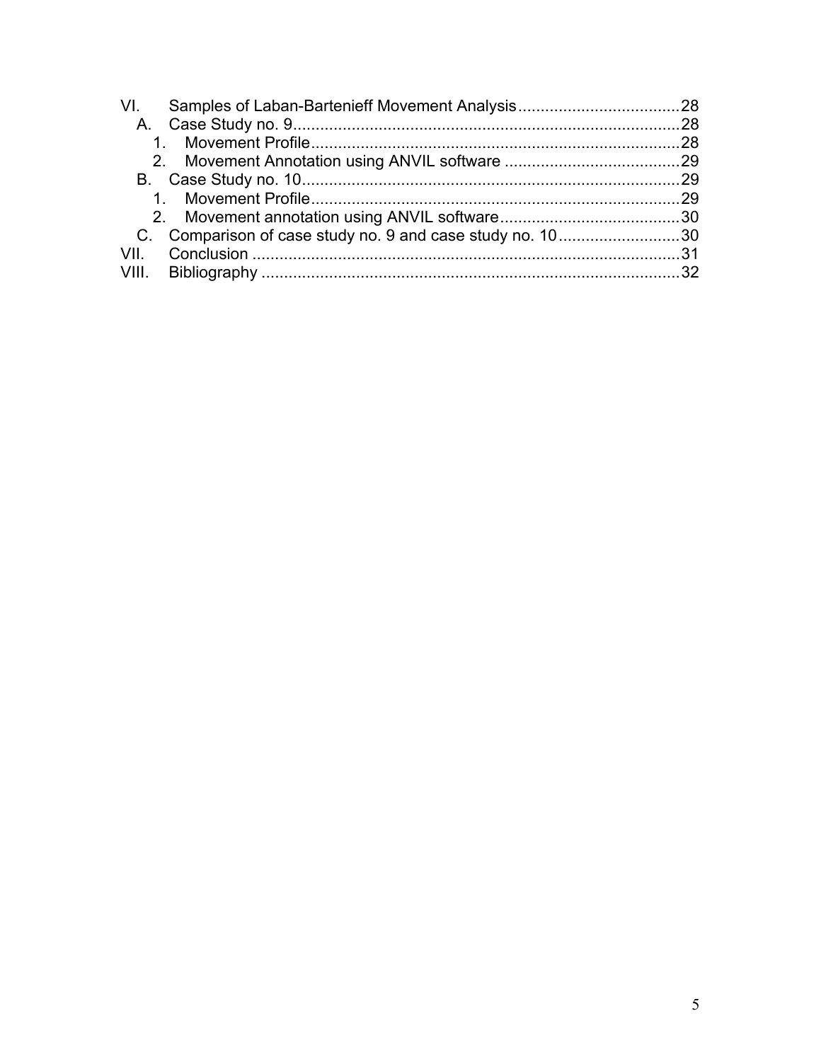VI. Samples of Laban-Bartenieff Movement Analysis .................................... 28
  A. Case Study no. 9 ...................................................................................... 28
    1. Movement Profile .................................................................................. 28
    2. Movement Annotation using ANVIL software ....................................... 29
  B. Case Study no. 10 .................................................................................... 29
    1. Movement Profile .................................................................................. 29
    2. Movement annotation using ANVIL software ........................................ 30
  C. Comparison of case study no. 9 and case study no. 10 ........................... 30
VII. Conclusion ............................................................................................... 31
VIII. Bibliography ............................................................................................. 32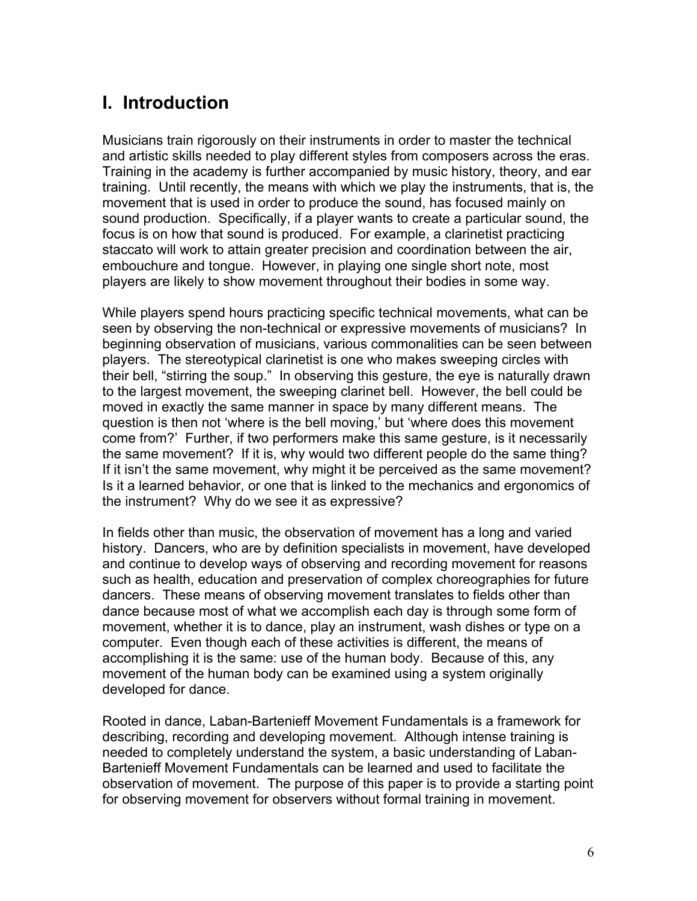## I. Introduction

Musicians train rigorously on their instruments in order to master the technical and artistic skills needed to play different styles from composers across the eras. Training in the academy is further accompanied by music history, theory, and ear training. Until recently, the means with which we play the instruments, that is, the movement that is used in order to produce the sound, has focused mainly on sound production. Specifically, if a player wants to create a particular sound, the focus is on how that sound is produced. For example, a clarinetist practicing staccato will work to attain greater precision and coordination between the air, embouchure and tongue. However, in playing one single short note, most players are likely to show movement throughout their bodies in some way.

While players spend hours practicing specific technical movements, what can be seen by observing the non-technical or expressive movements of musicians? In beginning observation of musicians, various commonalities can be seen between players. The stereotypical clarinetist is one who makes sweeping circles with their bell, "stirring the soup." In observing this gesture, the eye is naturally drawn to the largest movement, the sweeping clarinet bell. However, the bell could be moved in exactly the same manner in space by many different means. The question is then not 'where is the bell moving,' but 'where does this movement come from?' Further, if two performers make this same gesture, is it necessarily the same movement? If it is, why would two different people do the same thing? If it isn't the same movement, why might it be perceived as the same movement? Is it a learned behavior, or one that is linked to the mechanics and ergonomics of the instrument? Why do we see it as expressive?

In fields other than music, the observation of movement has a long and varied history. Dancers, who are by definition specialists in movement, have developed and continue to develop ways of observing and recording movement for reasons such as health, education and preservation of complex choreographies for future dancers. These means of observing movement translates to fields other than dance because most of what we accomplish each day is through some form of movement, whether it is to dance, play an instrument, wash dishes or type on a computer. Even though each of these activities is different, the means of accomplishing it is the same: use of the human body. Because of this, any movement of the human body can be examined using a system originally developed for dance.

Rooted in dance, Laban-Bartenieff Movement Fundamentals is a framework for describing, recording and developing movement. Although intense training is needed to completely understand the system, a basic understanding of Laban-Bartenieff Movement Fundamentals can be learned and used to facilitate the observation of movement. The purpose of this paper is to provide a starting point for observing movement for observers without formal training in movement.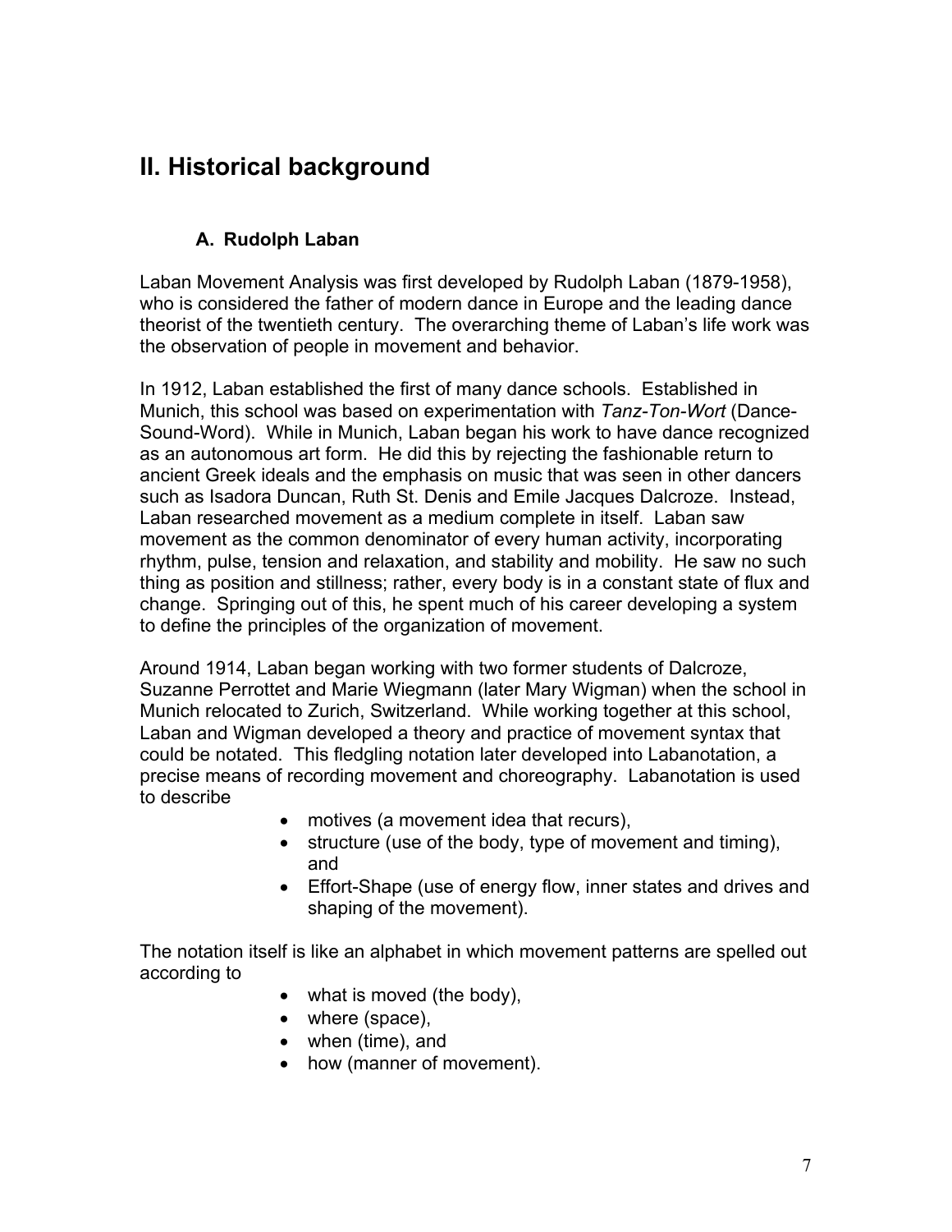## II. Historical background

### A. Rudolph Laban

Laban Movement Analysis was first developed by Rudolph Laban (1879-1958), who is considered the father of modern dance in Europe and the leading dance theorist of the twentieth century. The overarching theme of Laban's life work was the observation of people in movement and behavior.

In 1912, Laban established the first of many dance schools. Established in Munich, this school was based on experimentation with *Tanz-Ton-Wort* (Dance-Sound-Word). While in Munich, Laban began his work to have dance recognized as an autonomous art form. He did this by rejecting the fashionable return to ancient Greek ideals and the emphasis on music that was seen in other dancers such as Isadora Duncan, Ruth St. Denis and Emile Jacques Dalcroze. Instead, Laban researched movement as a medium complete in itself. Laban saw movement as the common denominator of every human activity, incorporating rhythm, pulse, tension and relaxation, and stability and mobility. He saw no such thing as position and stillness; rather, every body is in a constant state of flux and change. Springing out of this, he spent much of his career developing a system to define the principles of the organization of movement.

Around 1914, Laban began working with two former students of Dalcroze, Suzanne Perrottet and Marie Wiegmann (later Mary Wigman) when the school in Munich relocated to Zurich, Switzerland. While working together at this school, Laban and Wigman developed a theory and practice of movement syntax that could be notated. This fledgling notation later developed into Labanotation, a precise means of recording movement and choreography. Labanotation is used to describe

- motives (a movement idea that recurs),
- structure (use of the body, type of movement and timing), and
- Effort-Shape (use of energy flow, inner states and drives and shaping of the movement).

The notation itself is like an alphabet in which movement patterns are spelled out according to

- what is moved (the body),
- where (space),
- when (time), and
- how (manner of movement).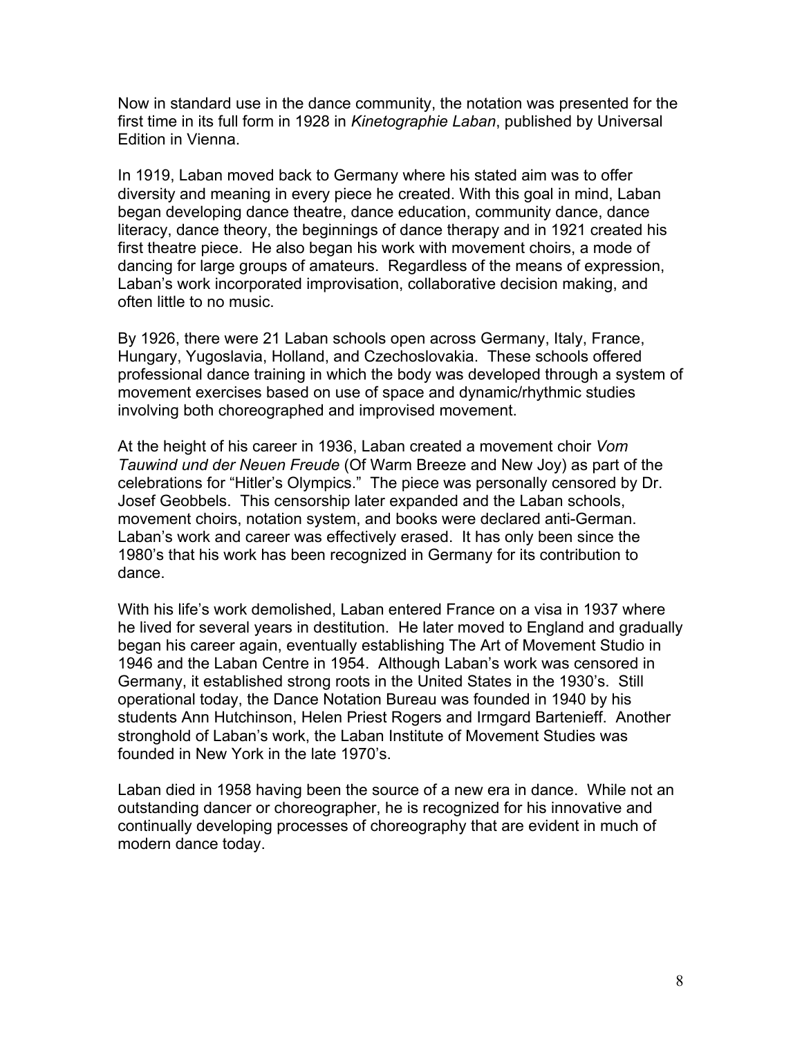Now in standard use in the dance community, the notation was presented for the first time in its full form in 1928 in *Kinetographie Laban*, published by Universal Edition in Vienna.

In 1919, Laban moved back to Germany where his stated aim was to offer diversity and meaning in every piece he created. With this goal in mind, Laban began developing dance theatre, dance education, community dance, dance literacy, dance theory, the beginnings of dance therapy and in 1921 created his first theatre piece. He also began his work with movement choirs, a mode of dancing for large groups of amateurs. Regardless of the means of expression, Laban's work incorporated improvisation, collaborative decision making, and often little to no music.

By 1926, there were 21 Laban schools open across Germany, Italy, France, Hungary, Yugoslavia, Holland, and Czechoslovakia. These schools offered professional dance training in which the body was developed through a system of movement exercises based on use of space and dynamic/rhythmic studies involving both choreographed and improvised movement.

At the height of his career in 1936, Laban created a movement choir *Vom Tauwind und der Neuen Freude* (Of Warm Breeze and New Joy) as part of the celebrations for "Hitler's Olympics." The piece was personally censored by Dr. Josef Geobbels. This censorship later expanded and the Laban schools, movement choirs, notation system, and books were declared anti-German. Laban's work and career was effectively erased. It has only been since the 1980's that his work has been recognized in Germany for its contribution to dance.

With his life's work demolished, Laban entered France on a visa in 1937 where he lived for several years in destitution. He later moved to England and gradually began his career again, eventually establishing The Art of Movement Studio in 1946 and the Laban Centre in 1954. Although Laban's work was censored in Germany, it established strong roots in the United States in the 1930's. Still operational today, the Dance Notation Bureau was founded in 1940 by his students Ann Hutchinson, Helen Priest Rogers and Irmgard Bartenieff. Another stronghold of Laban's work, the Laban Institute of Movement Studies was founded in New York in the late 1970's.

Laban died in 1958 having been the source of a new era in dance. While not an outstanding dancer or choreographer, he is recognized for his innovative and continually developing processes of choreography that are evident in much of modern dance today.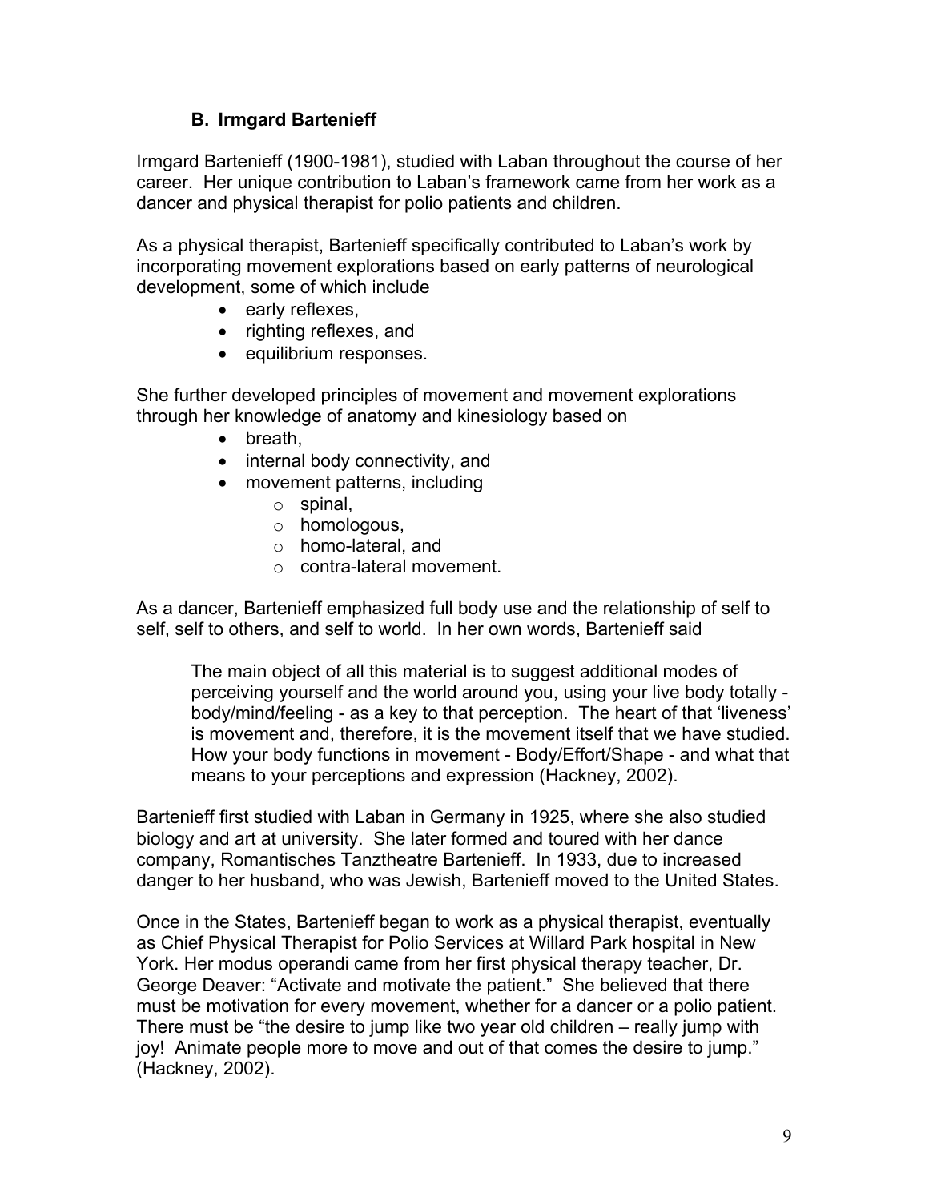### B. Irmgard Bartenieff

Irmgard Bartenieff (1900-1981), studied with Laban throughout the course of her career. Her unique contribution to Laban's framework came from her work as a dancer and physical therapist for polio patients and children.

As a physical therapist, Bartenieff specifically contributed to Laban's work by incorporating movement explorations based on early patterns of neurological development, some of which include

- early reflexes,
- righting reflexes, and
- equilibrium responses.

She further developed principles of movement and movement explorations through her knowledge of anatomy and kinesiology based on

- breath,
- internal body connectivity, and
- movement patterns, including
  - spinal,
  - homologous,
  - homo-lateral, and
  - contra-lateral movement.

As a dancer, Bartenieff emphasized full body use and the relationship of self to self, self to others, and self to world. In her own words, Bartenieff said

> The main object of all this material is to suggest additional modes of perceiving yourself and the world around you, using your live body totally - body/mind/feeling - as a key to that perception. The heart of that 'liveness' is movement and, therefore, it is the movement itself that we have studied. How your body functions in movement - Body/Effort/Shape - and what that means to your perceptions and expression (Hackney, 2002).

Bartenieff first studied with Laban in Germany in 1925, where she also studied biology and art at university. She later formed and toured with her dance company, Romantisches Tanztheatre Bartenieff. In 1933, due to increased danger to her husband, who was Jewish, Bartenieff moved to the United States.

Once in the States, Bartenieff began to work as a physical therapist, eventually as Chief Physical Therapist for Polio Services at Willard Park hospital in New York. Her modus operandi came from her first physical therapy teacher, Dr. George Deaver: "Activate and motivate the patient." She believed that there must be motivation for every movement, whether for a dancer or a polio patient. There must be "the desire to jump like two year old children – really jump with joy! Animate people more to move and out of that comes the desire to jump." (Hackney, 2002).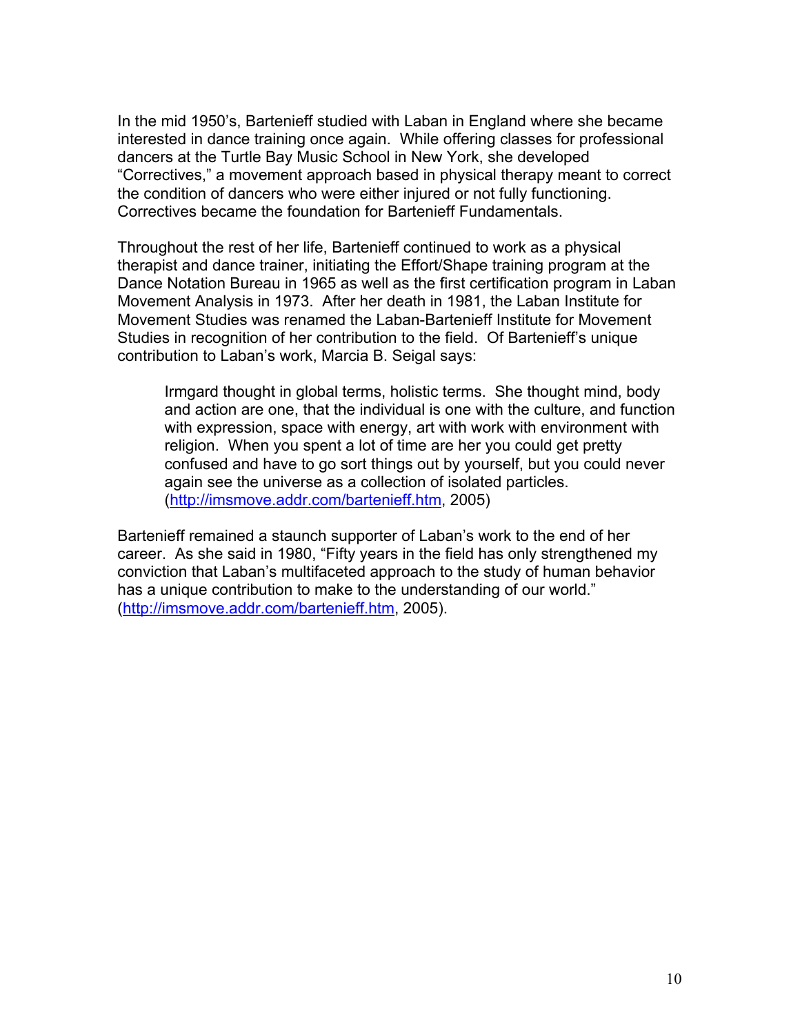In the mid 1950's, Bartenieff studied with Laban in England where she became interested in dance training once again. While offering classes for professional dancers at the Turtle Bay Music School in New York, she developed "Correctives," a movement approach based in physical therapy meant to correct the condition of dancers who were either injured or not fully functioning. Correctives became the foundation for Bartenieff Fundamentals.

Throughout the rest of her life, Bartenieff continued to work as a physical therapist and dance trainer, initiating the Effort/Shape training program at the Dance Notation Bureau in 1965 as well as the first certification program in Laban Movement Analysis in 1973. After her death in 1981, the Laban Institute for Movement Studies was renamed the Laban-Bartenieff Institute for Movement Studies in recognition of her contribution to the field. Of Bartenieff's unique contribution to Laban's work, Marcia B. Seigal says:

> Irmgard thought in global terms, holistic terms. She thought mind, body and action are one, that the individual is one with the culture, and function with expression, space with energy, art with work with environment with religion. When you spent a lot of time are her you could get pretty confused and have to go sort things out by yourself, but you could never again see the universe as a collection of isolated particles. (http://imsmove.addr.com/bartenieff.htm, 2005)

Bartenieff remained a staunch supporter of Laban's work to the end of her career. As she said in 1980, "Fifty years in the field has only strengthened my conviction that Laban's multifaceted approach to the study of human behavior has a unique contribution to make to the understanding of our world." (http://imsmove.addr.com/bartenieff.htm, 2005).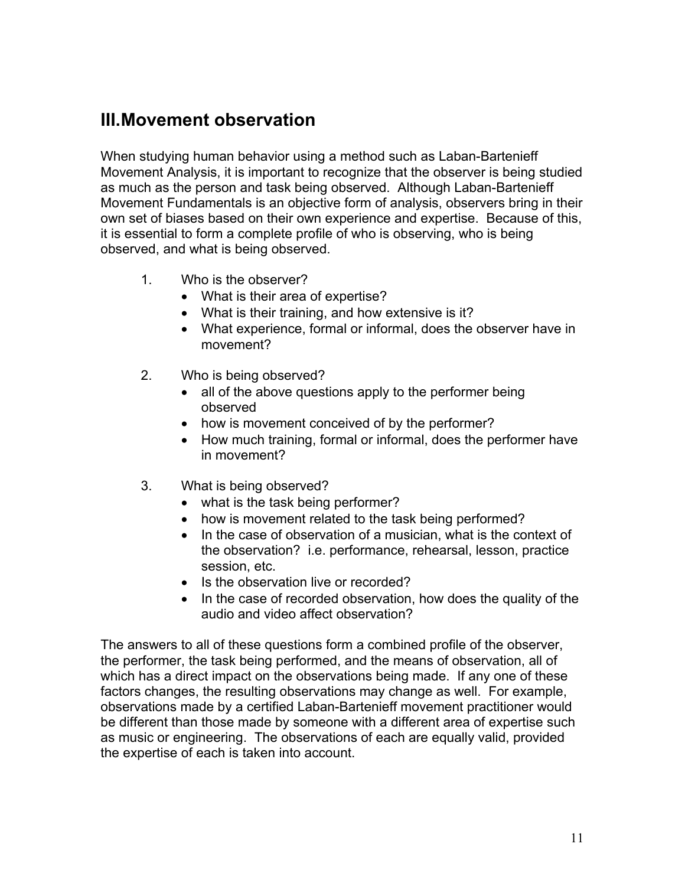## III. Movement observation

When studying human behavior using a method such as Laban-Bartenieff Movement Analysis, it is important to recognize that the observer is being studied as much as the person and task being observed. Although Laban-Bartenieff Movement Fundamentals is an objective form of analysis, observers bring in their own set of biases based on their own experience and expertise. Because of this, it is essential to form a complete profile of who is observing, who is being observed, and what is being observed.

1. Who is the observer?
   - What is their area of expertise?
   - What is their training, and how extensive is it?
   - What experience, formal or informal, does the observer have in movement?

2. Who is being observed?
   - all of the above questions apply to the performer being observed
   - how is movement conceived of by the performer?
   - How much training, formal or informal, does the performer have in movement?

3. What is being observed?
   - what is the task being performer?
   - how is movement related to the task being performed?
   - In the case of observation of a musician, what is the context of the observation? i.e. performance, rehearsal, lesson, practice session, etc.
   - Is the observation live or recorded?
   - In the case of recorded observation, how does the quality of the audio and video affect observation?

The answers to all of these questions form a combined profile of the observer, the performer, the task being performed, and the means of observation, all of which has a direct impact on the observations being made. If any one of these factors changes, the resulting observations may change as well. For example, observations made by a certified Laban-Bartenieff movement practitioner would be different than those made by someone with a different area of expertise such as music or engineering. The observations of each are equally valid, provided the expertise of each is taken into account.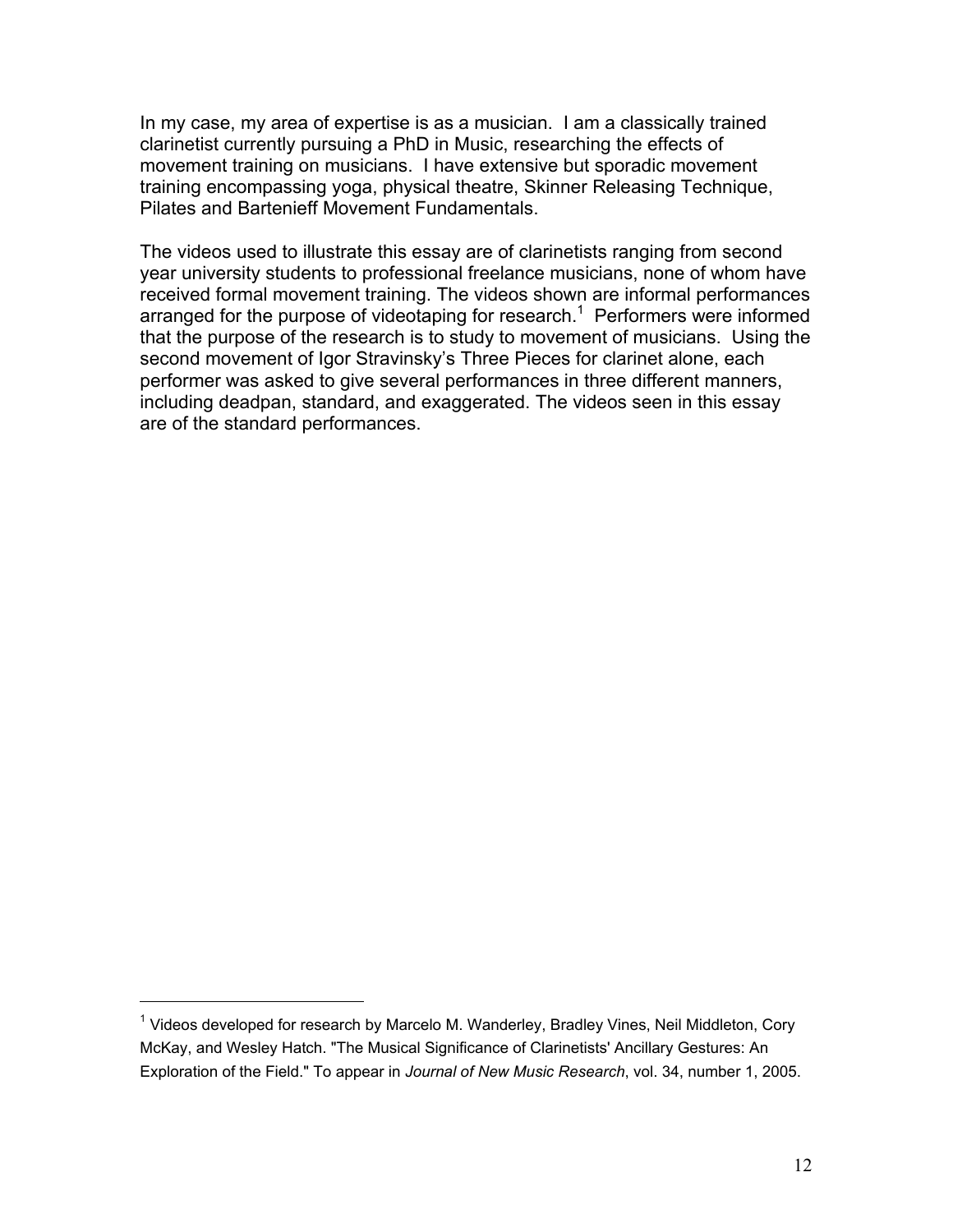In my case, my area of expertise is as a musician. I am a classically trained clarinetist currently pursuing a PhD in Music, researching the effects of movement training on musicians. I have extensive but sporadic movement training encompassing yoga, physical theatre, Skinner Releasing Technique, Pilates and Bartenieff Movement Fundamentals.

The videos used to illustrate this essay are of clarinetists ranging from second year university students to professional freelance musicians, none of whom have received formal movement training. The videos shown are informal performances arranged for the purpose of videotaping for research.[1] Performers were informed that the purpose of the research is to study to movement of musicians. Using the second movement of Igor Stravinsky's Three Pieces for clarinet alone, each performer was asked to give several performances in three different manners, including deadpan, standard, and exaggerated. The videos seen in this essay are of the standard performances.

---

[1] Videos developed for research by Marcelo M. Wanderley, Bradley Vines, Neil Middleton, Cory McKay, and Wesley Hatch. "The Musical Significance of Clarinetists' Ancillary Gestures: An Exploration of the Field." To appear in *Journal of New Music Research*, vol. 34, number 1, 2005.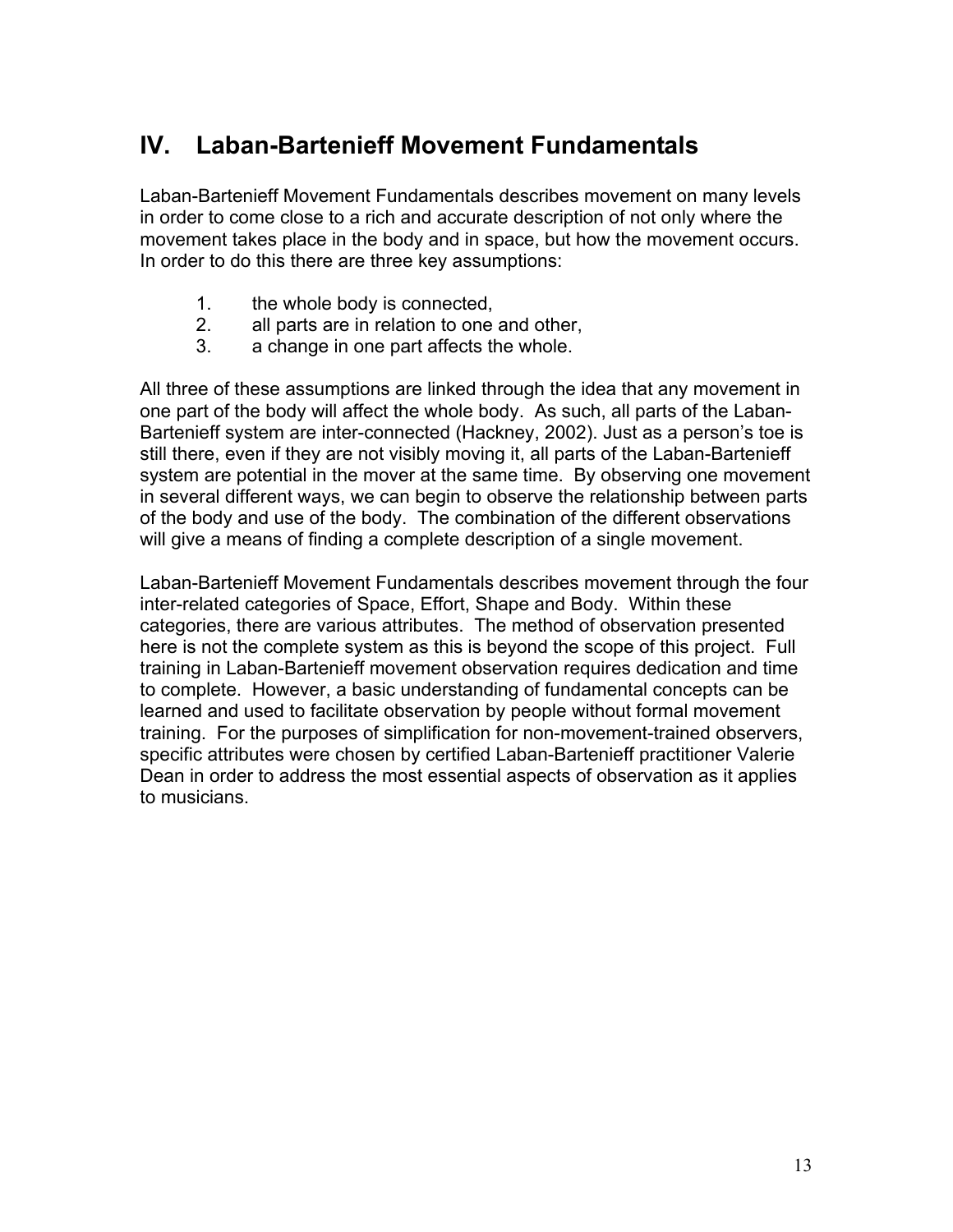## IV. Laban-Bartenieff Movement Fundamentals

Laban-Bartenieff Movement Fundamentals describes movement on many levels in order to come close to a rich and accurate description of not only where the movement takes place in the body and in space, but how the movement occurs. In order to do this there are three key assumptions:

1. the whole body is connected,
2. all parts are in relation to one and other,
3. a change in one part affects the whole.

All three of these assumptions are linked through the idea that any movement in one part of the body will affect the whole body. As such, all parts of the Laban-Bartenieff system are inter-connected (Hackney, 2002). Just as a person's toe is still there, even if they are not visibly moving it, all parts of the Laban-Bartenieff system are potential in the mover at the same time. By observing one movement in several different ways, we can begin to observe the relationship between parts of the body and use of the body. The combination of the different observations will give a means of finding a complete description of a single movement.

Laban-Bartenieff Movement Fundamentals describes movement through the four inter-related categories of Space, Effort, Shape and Body. Within these categories, there are various attributes. The method of observation presented here is not the complete system as this is beyond the scope of this project. Full training in Laban-Bartenieff movement observation requires dedication and time to complete. However, a basic understanding of fundamental concepts can be learned and used to facilitate observation by people without formal movement training. For the purposes of simplification for non-movement-trained observers, specific attributes were chosen by certified Laban-Bartenieff practitioner Valerie Dean in order to address the most essential aspects of observation as it applies to musicians.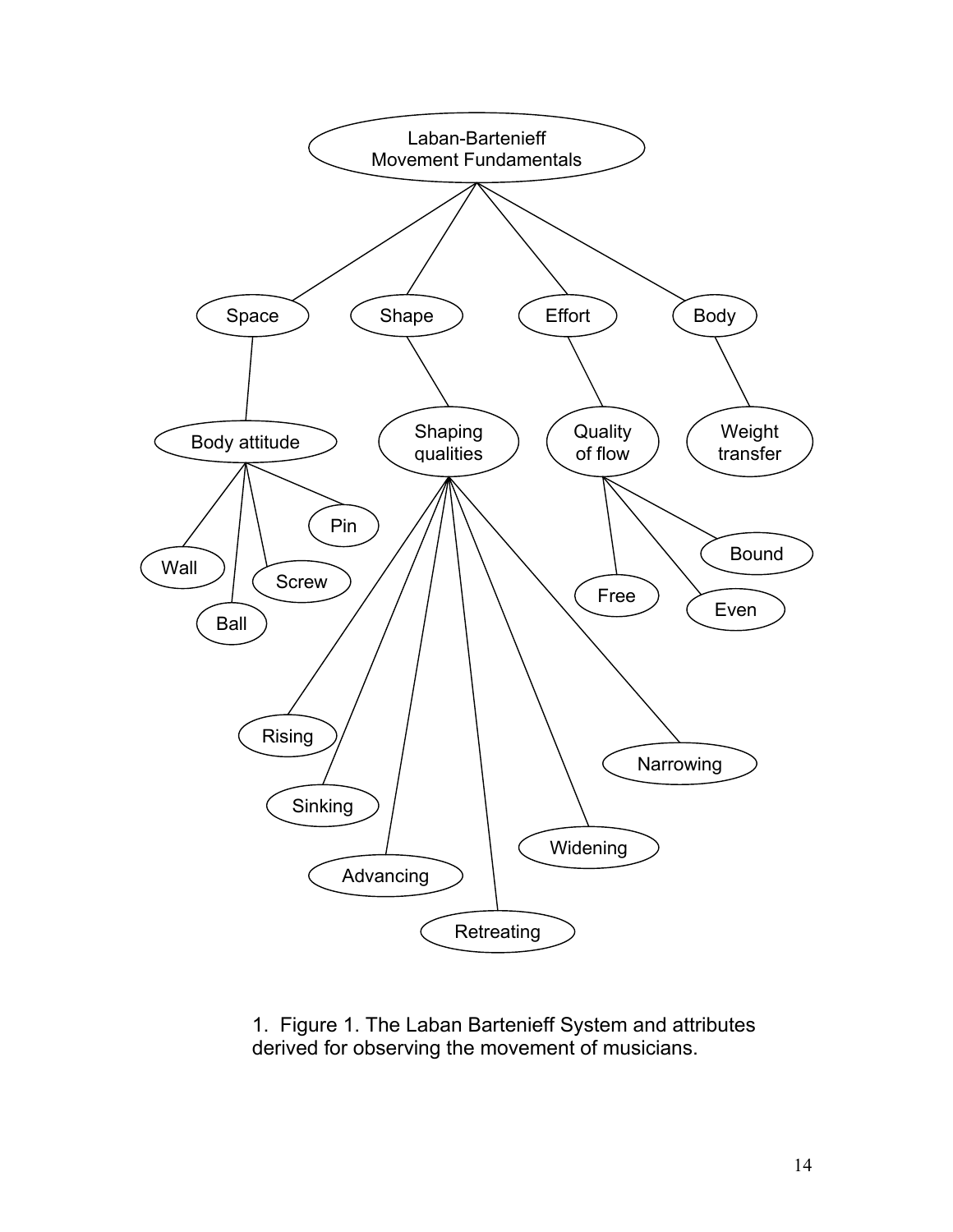Laban-Bartenieff
Movement Fundamentals

Space

Shape

Effort

Body

Body attitude

Shaping
qualities

Quality
of flow

Weight
transfer

Pin

Wall

Screw

Ball

Bound

Free

Even

Rising

Narrowing

Sinking

Widening

Advancing

Retreating

1. Figure 1. The Laban Bartenieff System and attributes derived for observing the movement of musicians.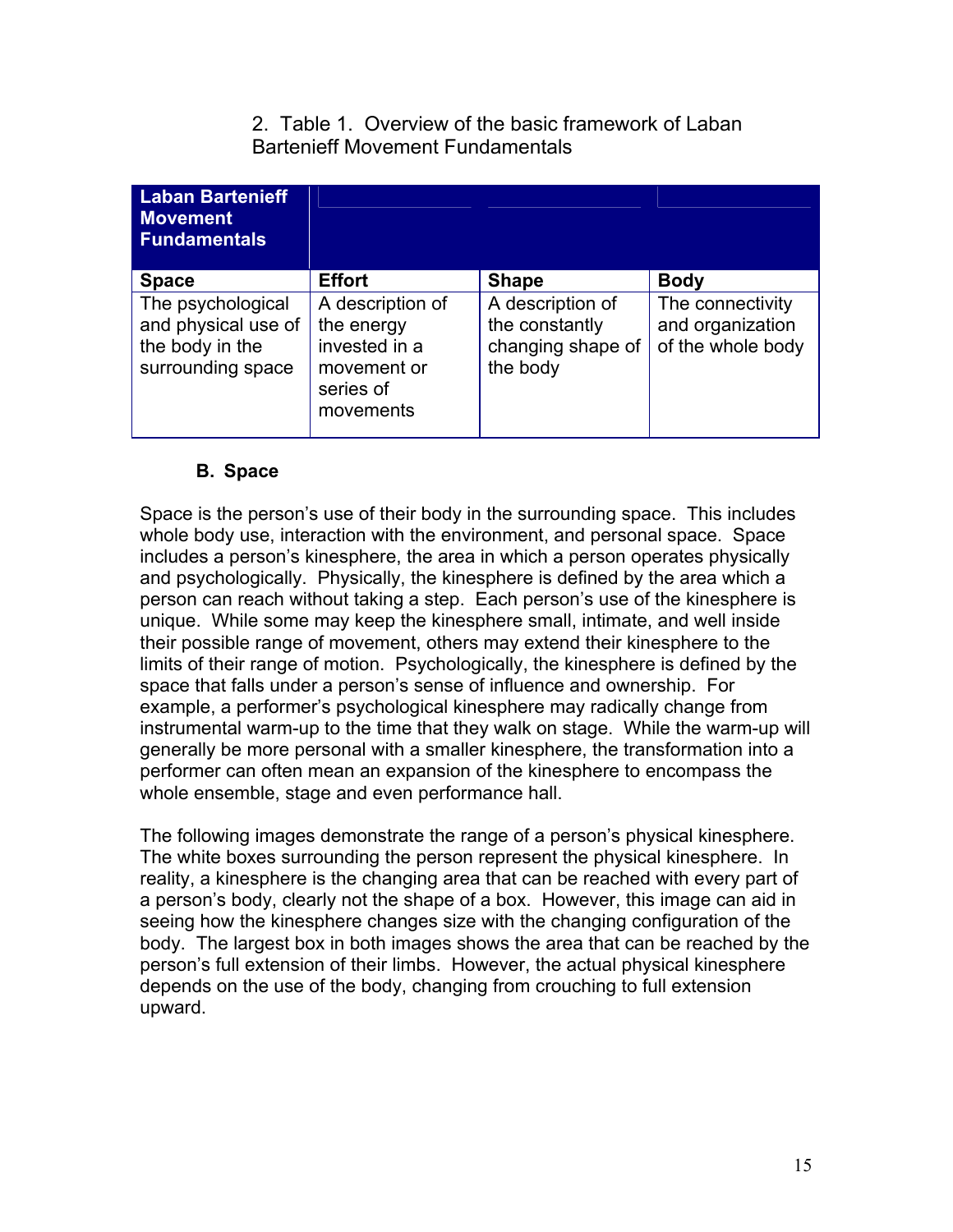2. Table 1. Overview of the basic framework of Laban Bartenieff Movement Fundamentals

| **Laban Bartenieff Movement Fundamentals** | | | |
|---|---|---|---|
| **Space** | **Effort** | **Shape** | **Body** |
| The psychological and physical use of the body in the surrounding space | A description of the energy invested in a movement or series of movements | A description of the constantly changing shape of the body | The connectivity and organization of the whole body |

### B. Space

Space is the person's use of their body in the surrounding space. This includes whole body use, interaction with the environment, and personal space. Space includes a person's kinesphere, the area in which a person operates physically and psychologically. Physically, the kinesphere is defined by the area which a person can reach without taking a step. Each person's use of the kinesphere is unique. While some may keep the kinesphere small, intimate, and well inside their possible range of movement, others may extend their kinesphere to the limits of their range of motion. Psychologically, the kinesphere is defined by the space that falls under a person's sense of influence and ownership. For example, a performer's psychological kinesphere may radically change from instrumental warm-up to the time that they walk on stage. While the warm-up will generally be more personal with a smaller kinesphere, the transformation into a performer can often mean an expansion of the kinesphere to encompass the whole ensemble, stage and even performance hall.

The following images demonstrate the range of a person's physical kinesphere. The white boxes surrounding the person represent the physical kinesphere. In reality, a kinesphere is the changing area that can be reached with every part of a person's body, clearly not the shape of a box. However, this image can aid in seeing how the kinesphere changes size with the changing configuration of the body. The largest box in both images shows the area that can be reached by the person's full extension of their limbs. However, the actual physical kinesphere depends on the use of the body, changing from crouching to full extension upward.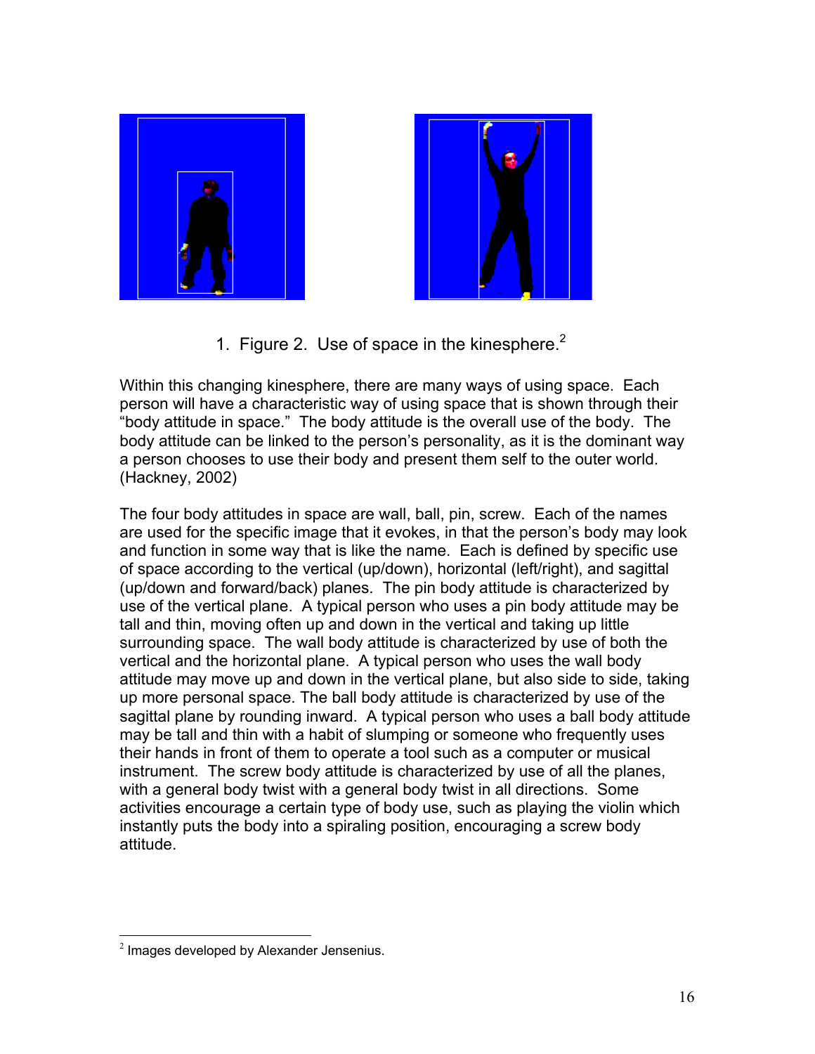1. Figure 2. Use of space in the kinesphere.[2]

Within this changing kinesphere, there are many ways of using space. Each person will have a characteristic way of using space that is shown through their "body attitude in space." The body attitude is the overall use of the body. The body attitude can be linked to the person's personality, as it is the dominant way a person chooses to use their body and present them self to the outer world. (Hackney, 2002)

The four body attitudes in space are wall, ball, pin, screw. Each of the names are used for the specific image that it evokes, in that the person's body may look and function in some way that is like the name. Each is defined by specific use of space according to the vertical (up/down), horizontal (left/right), and sagittal (up/down and forward/back) planes. The pin body attitude is characterized by use of the vertical plane. A typical person who uses a pin body attitude may be tall and thin, moving often up and down in the vertical and taking up little surrounding space. The wall body attitude is characterized by use of both the vertical and the horizontal plane. A typical person who uses the wall body attitude may move up and down in the vertical plane, but also side to side, taking up more personal space. The ball body attitude is characterized by use of the sagittal plane by rounding inward. A typical person who uses a ball body attitude may be tall and thin with a habit of slumping or someone who frequently uses their hands in front of them to operate a tool such as a computer or musical instrument. The screw body attitude is characterized by use of all the planes, with a general body twist with a general body twist in all directions. Some activities encourage a certain type of body use, such as playing the violin which instantly puts the body into a spiraling position, encouraging a screw body attitude.

[2] Images developed by Alexander Jensenius.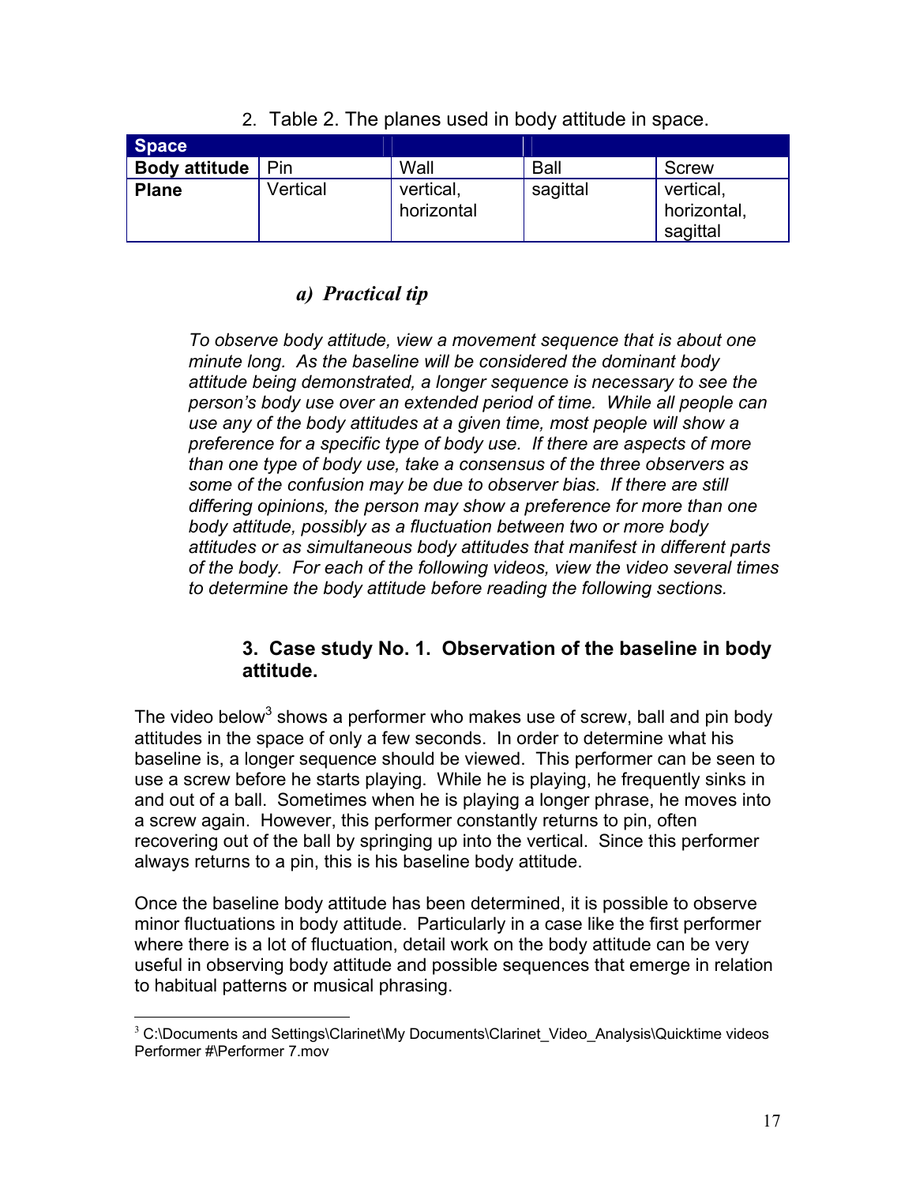2. Table 2. The planes used in body attitude in space.

| Space | | | | |
|---|---|---|---|---|
| **Body attitude** | Pin | Wall | Ball | Screw |
| **Plane** | Vertical | vertical, horizontal | sagittal | vertical, horizontal, sagittal |

### a) *Practical tip*

*To observe body attitude, view a movement sequence that is about one minute long. As the baseline will be considered the dominant body attitude being demonstrated, a longer sequence is necessary to see the person's body use over an extended period of time. While all people can use any of the body attitudes at a given time, most people will show a preference for a specific type of body use. If there are aspects of more than one type of body use, take a consensus of the three observers as some of the confusion may be due to observer bias. If there are still differing opinions, the person may show a preference for more than one body attitude, possibly as a fluctuation between two or more body attitudes or as simultaneous body attitudes that manifest in different parts of the body. For each of the following videos, view the video several times to determine the body attitude before reading the following sections.*

### 3. Case study No. 1. Observation of the baseline in body attitude.

The video below[3] shows a performer who makes use of screw, ball and pin body attitudes in the space of only a few seconds. In order to determine what his baseline is, a longer sequence should be viewed. This performer can be seen to use a screw before he starts playing. While he is playing, he frequently sinks in and out of a ball. Sometimes when he is playing a longer phrase, he moves into a screw again. However, this performer constantly returns to pin, often recovering out of the ball by springing up into the vertical. Since this performer always returns to a pin, this is his baseline body attitude.

Once the baseline body attitude has been determined, it is possible to observe minor fluctuations in body attitude. Particularly in a case like the first performer where there is a lot of fluctuation, detail work on the body attitude can be very useful in observing body attitude and possible sequences that emerge in relation to habitual patterns or musical phrasing.

[3] C:\Documents and Settings\Clarinet\My Documents\Clarinet_Video_Analysis\Quicktime videos Performer #\Performer 7.mov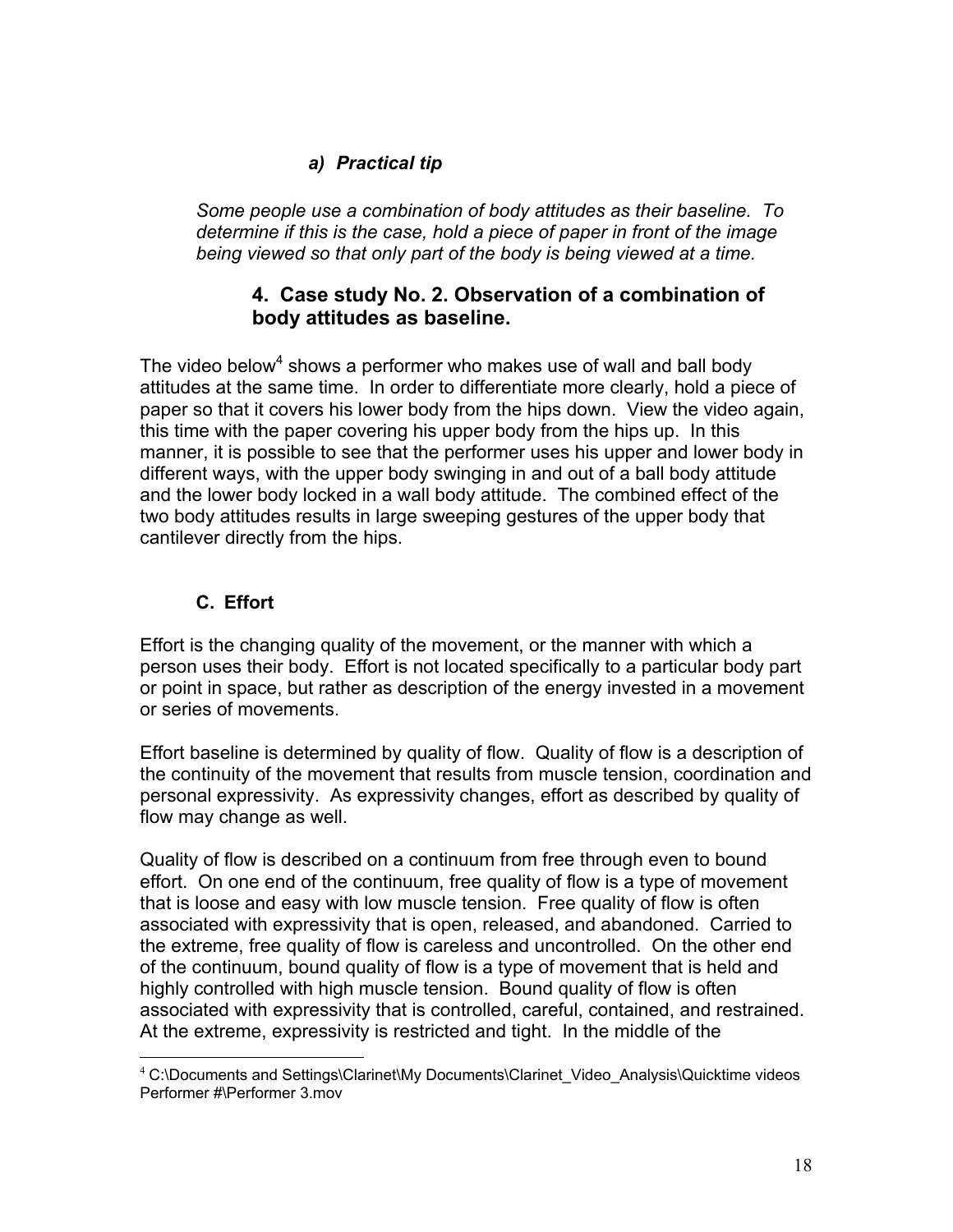#### *a) Practical tip*

*Some people use a combination of body attitudes as their baseline. To determine if this is the case, hold a piece of paper in front of the image being viewed so that only part of the body is being viewed at a time.*

### 4. Case study No. 2. Observation of a combination of body attitudes as baseline.

The video below[4] shows a performer who makes use of wall and ball body attitudes at the same time. In order to differentiate more clearly, hold a piece of paper so that it covers his lower body from the hips down. View the video again, this time with the paper covering his upper body from the hips up. In this manner, it is possible to see that the performer uses his upper and lower body in different ways, with the upper body swinging in and out of a ball body attitude and the lower body locked in a wall body attitude. The combined effect of the two body attitudes results in large sweeping gestures of the upper body that cantilever directly from the hips.

## C. Effort

Effort is the changing quality of the movement, or the manner with which a person uses their body. Effort is not located specifically to a particular body part or point in space, but rather as description of the energy invested in a movement or series of movements.

Effort baseline is determined by quality of flow. Quality of flow is a description of the continuity of the movement that results from muscle tension, coordination and personal expressivity. As expressivity changes, effort as described by quality of flow may change as well.

Quality of flow is described on a continuum from free through even to bound effort. On one end of the continuum, free quality of flow is a type of movement that is loose and easy with low muscle tension. Free quality of flow is often associated with expressivity that is open, released, and abandoned. Carried to the extreme, free quality of flow is careless and uncontrolled. On the other end of the continuum, bound quality of flow is a type of movement that is held and highly controlled with high muscle tension. Bound quality of flow is often associated with expressivity that is controlled, careful, contained, and restrained. At the extreme, expressivity is restricted and tight. In the middle of the

[4] C:\Documents and Settings\Clarinet\My Documents\Clarinet_Video_Analysis\Quicktime videos Performer #\Performer 3.mov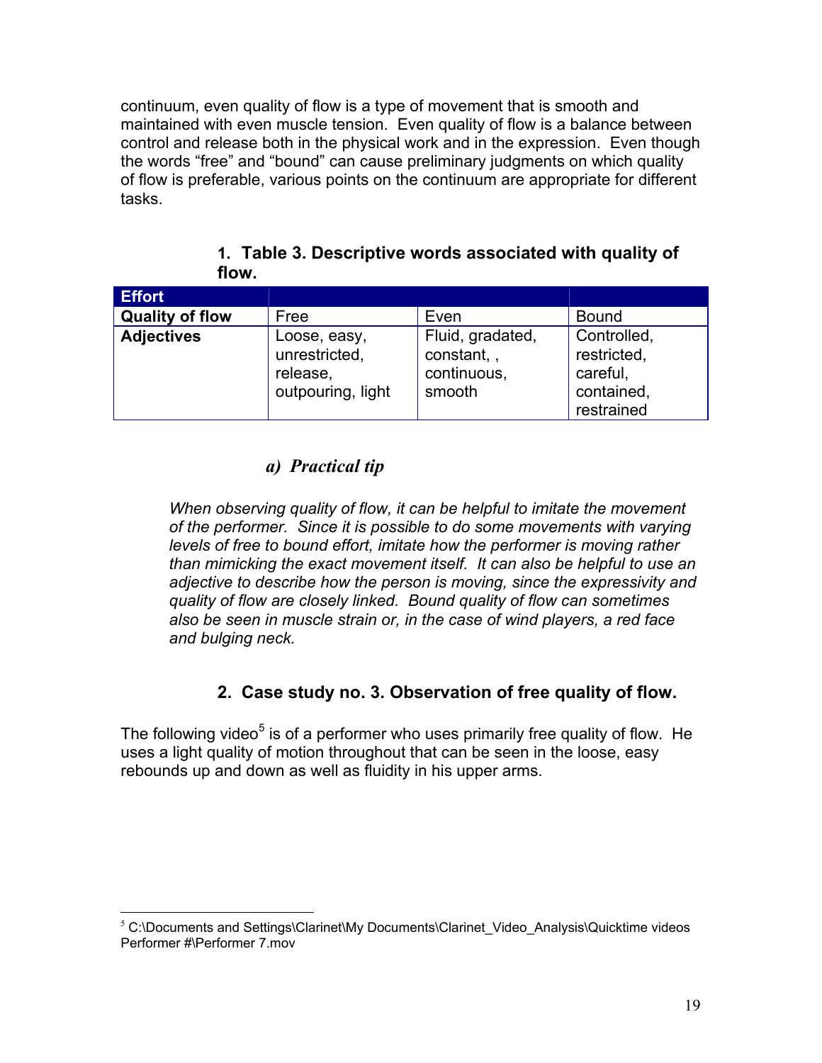continuum, even quality of flow is a type of movement that is smooth and maintained with even muscle tension. Even quality of flow is a balance between control and release both in the physical work and in the expression. Even though the words “free” and “bound” can cause preliminary judgments on which quality of flow is preferable, various points on the continuum are appropriate for different tasks.

### 1. Table 3. Descriptive words associated with quality of flow.

| Effort | | | |
|---|---|---|---|
| **Quality of flow** | Free | Even | Bound |
| **Adjectives** | Loose, easy, unrestricted, release, outpouring, light | Fluid, gradated, constant, , continuous, smooth | Controlled, restricted, careful, contained, restrained |

#### *a) Practical tip*

*When observing quality of flow, it can be helpful to imitate the movement of the performer. Since it is possible to do some movements with varying levels of free to bound effort, imitate how the performer is moving rather than mimicking the exact movement itself. It can also be helpful to use an adjective to describe how the person is moving, since the expressivity and quality of flow are closely linked. Bound quality of flow can sometimes also be seen in muscle strain or, in the case of wind players, a red face and bulging neck.*

### 2. Case study no. 3. Observation of free quality of flow.

The following video[5] is of a performer who uses primarily free quality of flow. He uses a light quality of motion throughout that can be seen in the loose, easy rebounds up and down as well as fluidity in his upper arms.

[5] C:\Documents and Settings\Clarinet\My Documents\Clarinet_Video_Analysis\Quicktime videos Performer #\Performer 7.mov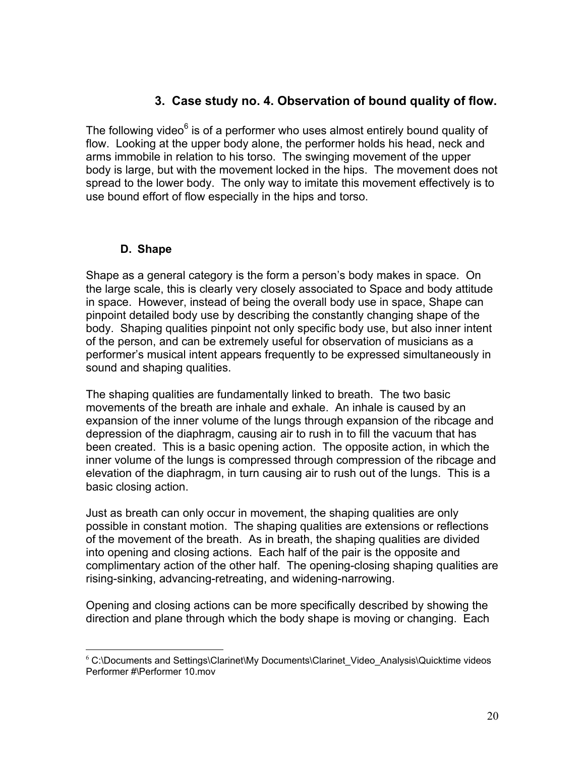### 3. Case study no. 4. Observation of bound quality of flow.

The following video[6] is of a performer who uses almost entirely bound quality of flow. Looking at the upper body alone, the performer holds his head, neck and arms immobile in relation to his torso. The swinging movement of the upper body is large, but with the movement locked in the hips. The movement does not spread to the lower body. The only way to imitate this movement effectively is to use bound effort of flow especially in the hips and torso.

## D. Shape

Shape as a general category is the form a person's body makes in space. On the large scale, this is clearly very closely associated to Space and body attitude in space. However, instead of being the overall body use in space, Shape can pinpoint detailed body use by describing the constantly changing shape of the body. Shaping qualities pinpoint not only specific body use, but also inner intent of the person, and can be extremely useful for observation of musicians as a performer's musical intent appears frequently to be expressed simultaneously in sound and shaping qualities.

The shaping qualities are fundamentally linked to breath. The two basic movements of the breath are inhale and exhale. An inhale is caused by an expansion of the inner volume of the lungs through expansion of the ribcage and depression of the diaphragm, causing air to rush in to fill the vacuum that has been created. This is a basic opening action. The opposite action, in which the inner volume of the lungs is compressed through compression of the ribcage and elevation of the diaphragm, in turn causing air to rush out of the lungs. This is a basic closing action.

Just as breath can only occur in movement, the shaping qualities are only possible in constant motion. The shaping qualities are extensions or reflections of the movement of the breath. As in breath, the shaping qualities are divided into opening and closing actions. Each half of the pair is the opposite and complimentary action of the other half. The opening-closing shaping qualities are rising-sinking, advancing-retreating, and widening-narrowing.

Opening and closing actions can be more specifically described by showing the direction and plane through which the body shape is moving or changing. Each

---

[6] C:\Documents and Settings\Clarinet\My Documents\Clarinet_Video_Analysis\Quicktime videos Performer #\Performer 10.mov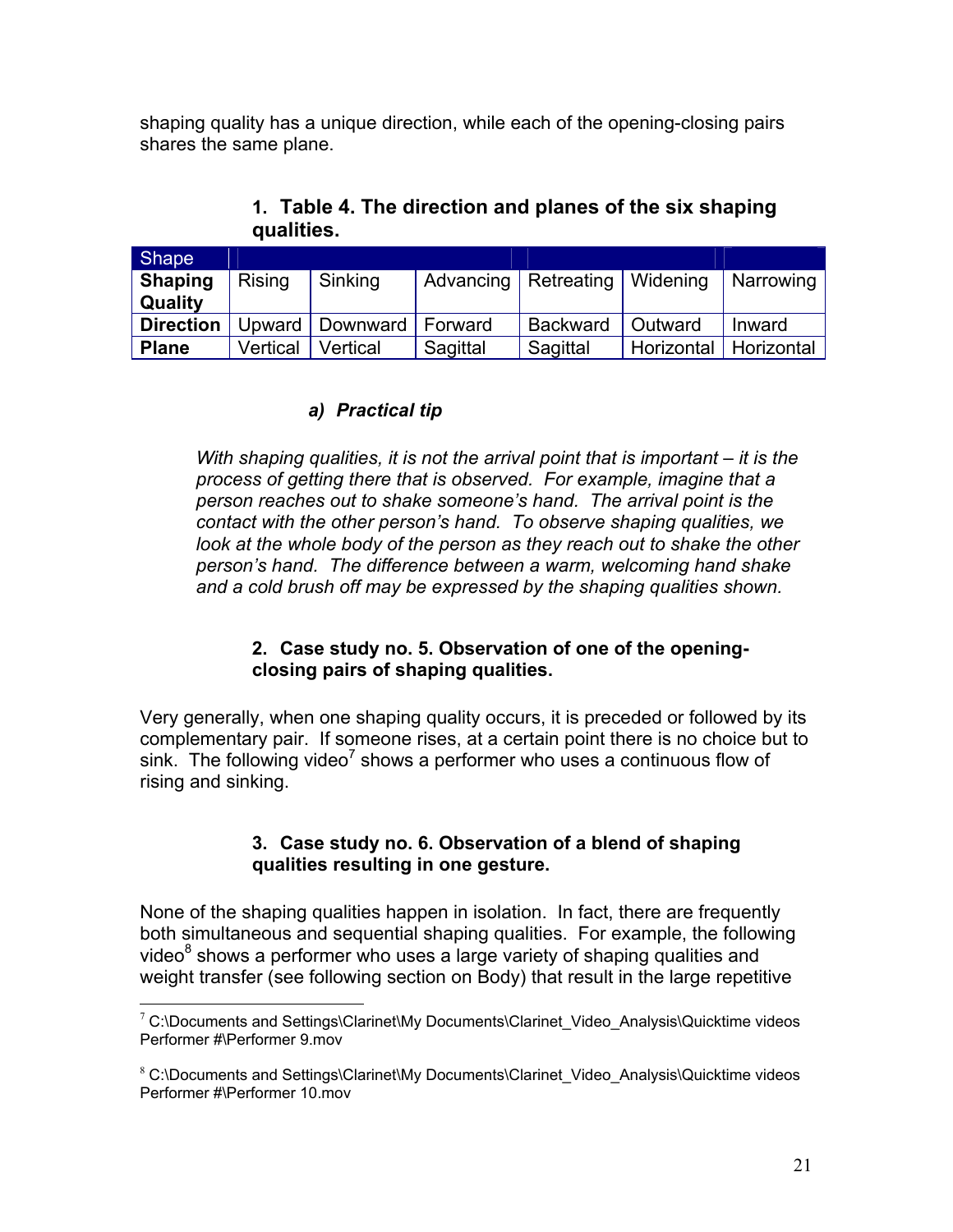shaping quality has a unique direction, while each of the opening-closing pairs shares the same plane.

### 1. Table 4. The direction and planes of the six shaping qualities.

| Shape | | | | | | |
|---|---|---|---|---|---|---|
| **Shaping Quality** | Rising | Sinking | Advancing | Retreating | Widening | Narrowing |
| **Direction** | Upward | Downward | Forward | Backward | Outward | Inward |
| **Plane** | Vertical | Vertical | Sagittal | Sagittal | Horizontal | Horizontal |

#### *a) Practical tip*

*With shaping qualities, it is not the arrival point that is important – it is the process of getting there that is observed. For example, imagine that a person reaches out to shake someone's hand. The arrival point is the contact with the other person's hand. To observe shaping qualities, we look at the whole body of the person as they reach out to shake the other person's hand. The difference between a warm, welcoming hand shake and a cold brush off may be expressed by the shaping qualities shown.*

### 2. Case study no. 5. Observation of one of the opening-closing pairs of shaping qualities.

Very generally, when one shaping quality occurs, it is preceded or followed by its complementary pair. If someone rises, at a certain point there is no choice but to sink. The following video[7] shows a performer who uses a continuous flow of rising and sinking.

### 3. Case study no. 6. Observation of a blend of shaping qualities resulting in one gesture.

None of the shaping qualities happen in isolation. In fact, there are frequently both simultaneous and sequential shaping qualities. For example, the following video[8] shows a performer who uses a large variety of shaping qualities and weight transfer (see following section on Body) that result in the large repetitive

---

[7] C:\Documents and Settings\Clarinet\My Documents\Clarinet_Video_Analysis\Quicktime videos Performer #\Performer 9.mov

[8] C:\Documents and Settings\Clarinet\My Documents\Clarinet_Video_Analysis\Quicktime videos Performer #\Performer 10.mov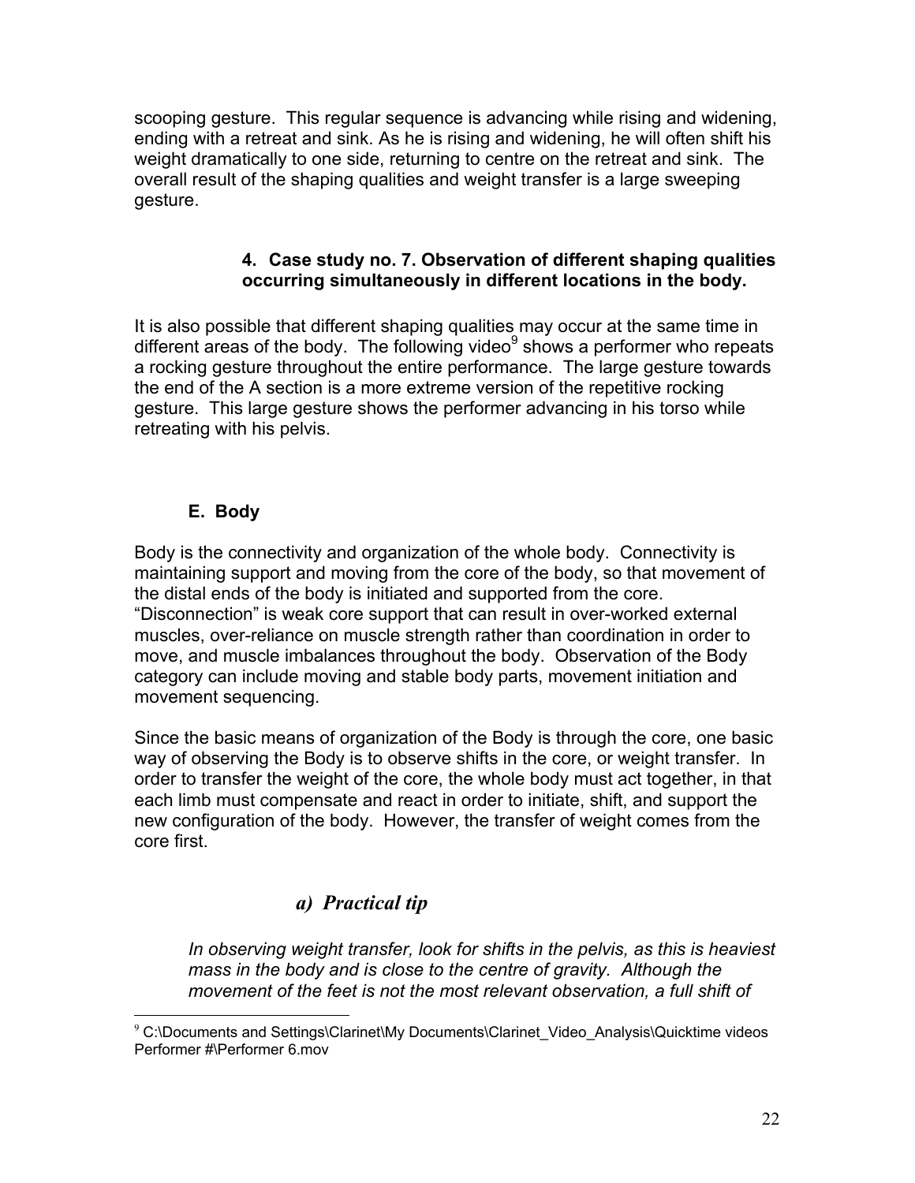scooping gesture. This regular sequence is advancing while rising and widening, ending with a retreat and sink. As he is rising and widening, he will often shift his weight dramatically to one side, returning to centre on the retreat and sink. The overall result of the shaping qualities and weight transfer is a large sweeping gesture.

#### 4. Case study no. 7. Observation of different shaping qualities occurring simultaneously in different locations in the body.

It is also possible that different shaping qualities may occur at the same time in different areas of the body. The following video[9] shows a performer who repeats a rocking gesture throughout the entire performance. The large gesture towards the end of the A section is a more extreme version of the repetitive rocking gesture. This large gesture shows the performer advancing in his torso while retreating with his pelvis.

### E. Body

Body is the connectivity and organization of the whole body. Connectivity is maintaining support and moving from the core of the body, so that movement of the distal ends of the body is initiated and supported from the core. "Disconnection" is weak core support that can result in over-worked external muscles, over-reliance on muscle strength rather than coordination in order to move, and muscle imbalances throughout the body. Observation of the Body category can include moving and stable body parts, movement initiation and movement sequencing.

Since the basic means of organization of the Body is through the core, one basic way of observing the Body is to observe shifts in the core, or weight transfer. In order to transfer the weight of the core, the whole body must act together, in that each limb must compensate and react in order to initiate, shift, and support the new configuration of the body. However, the transfer of weight comes from the core first.

#### *a) Practical tip*

*In observing weight transfer, look for shifts in the pelvis, as this is heaviest mass in the body and is close to the centre of gravity. Although the movement of the feet is not the most relevant observation, a full shift of*

---

[9] C:\Documents and Settings\Clarinet\My Documents\Clarinet_Video_Analysis\Quicktime videos Performer #\Performer 6.mov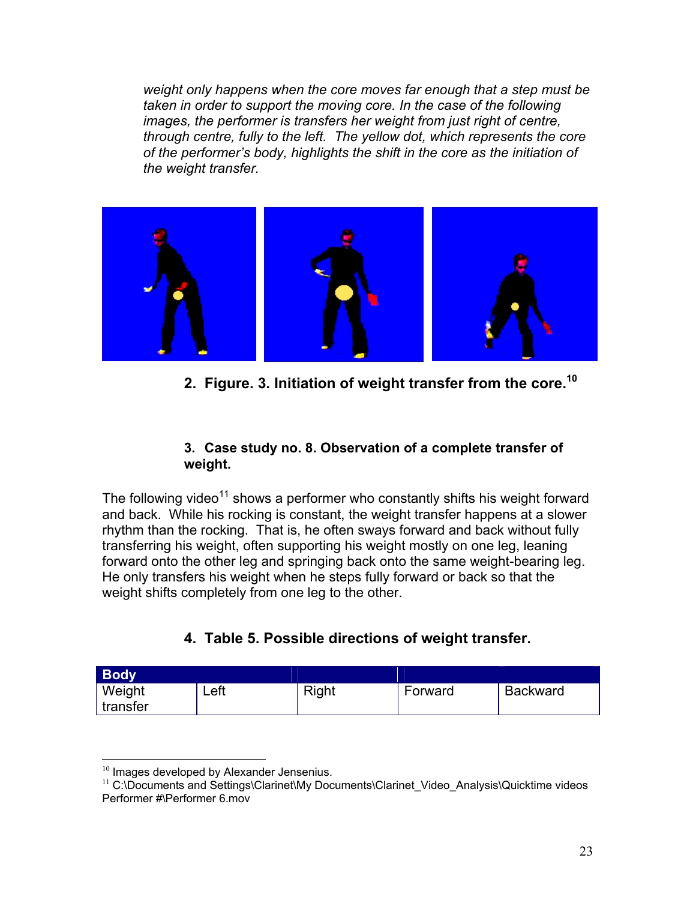*weight only happens when the core moves far enough that a step must be taken in order to support the moving core. In the case of the following images, the performer is transfers her weight from just right of centre, through centre, fully to the left. The yellow dot, which represents the core of the performer's body, highlights the shift in the core as the initiation of the weight transfer.*

**2. Figure. 3. Initiation of weight transfer from the core.[10]**

**3. Case study no. 8. Observation of a complete transfer of weight.**

The following video[11] shows a performer who constantly shifts his weight forward and back. While his rocking is constant, the weight transfer happens at a slower rhythm than the rocking. That is, he often sways forward and back without fully transferring his weight, often supporting his weight mostly on one leg, leaning forward onto the other leg and springing back onto the same weight-bearing leg. He only transfers his weight when he steps fully forward or back so that the weight shifts completely from one leg to the other.

**4. Table 5. Possible directions of weight transfer.**

| Body | | | | |
|---|---|---|---|---|
| Weight transfer | Left | Right | Forward | Backward |

[10] Images developed by Alexander Jensenius.

[11] C:\Documents and Settings\Clarinet\My Documents\Clarinet_Video_Analysis\Quicktime videos Performer #\Performer 6.mov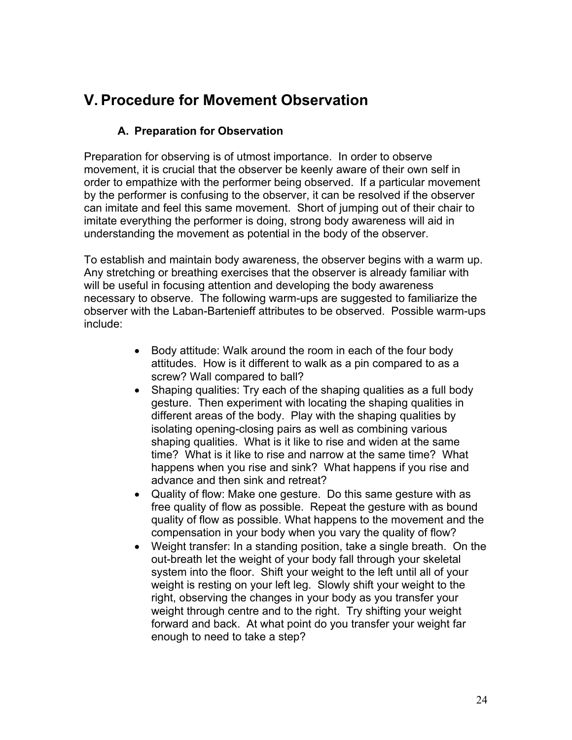# V. Procedure for Movement Observation

### A. Preparation for Observation

Preparation for observing is of utmost importance. In order to observe movement, it is crucial that the observer be keenly aware of their own self in order to empathize with the performer being observed. If a particular movement by the performer is confusing to the observer, it can be resolved if the observer can imitate and feel this same movement. Short of jumping out of their chair to imitate everything the performer is doing, strong body awareness will aid in understanding the movement as potential in the body of the observer.

To establish and maintain body awareness, the observer begins with a warm up. Any stretching or breathing exercises that the observer is already familiar with will be useful in focusing attention and developing the body awareness necessary to observe. The following warm-ups are suggested to familiarize the observer with the Laban-Bartenieff attributes to be observed. Possible warm-ups include:

- Body attitude: Walk around the room in each of the four body attitudes. How is it different to walk as a pin compared to as a screw? Wall compared to ball?
- Shaping qualities: Try each of the shaping qualities as a full body gesture. Then experiment with locating the shaping qualities in different areas of the body. Play with the shaping qualities by isolating opening-closing pairs as well as combining various shaping qualities. What is it like to rise and widen at the same time? What is it like to rise and narrow at the same time? What happens when you rise and sink? What happens if you rise and advance and then sink and retreat?
- Quality of flow: Make one gesture. Do this same gesture with as free quality of flow as possible. Repeat the gesture with as bound quality of flow as possible. What happens to the movement and the compensation in your body when you vary the quality of flow?
- Weight transfer: In a standing position, take a single breath. On the out-breath let the weight of your body fall through your skeletal system into the floor. Shift your weight to the left until all of your weight is resting on your left leg. Slowly shift your weight to the right, observing the changes in your body as you transfer your weight through centre and to the right. Try shifting your weight forward and back. At what point do you transfer your weight far enough to need to take a step?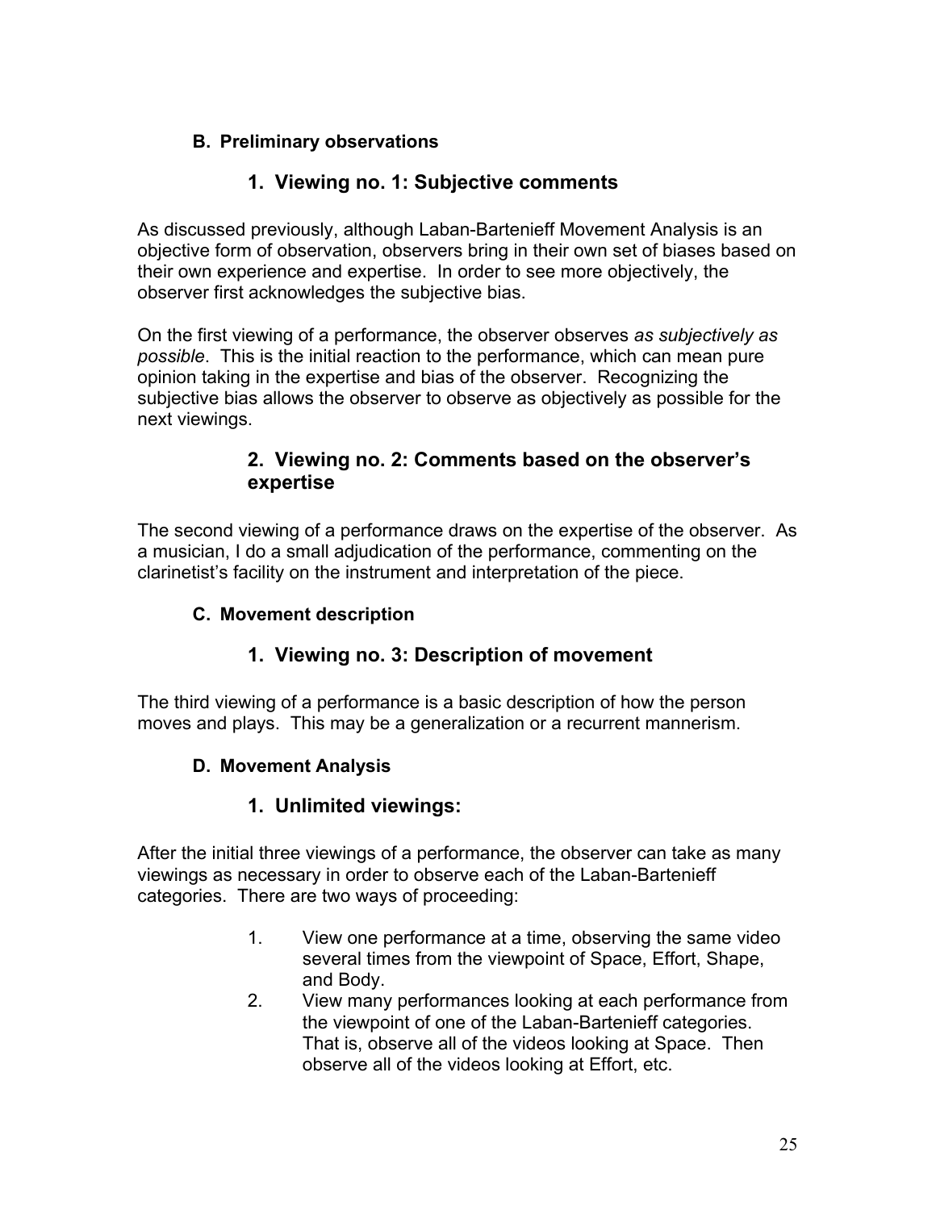### B. Preliminary observations

#### 1. Viewing no. 1: Subjective comments

As discussed previously, although Laban-Bartenieff Movement Analysis is an objective form of observation, observers bring in their own set of biases based on their own experience and expertise. In order to see more objectively, the observer first acknowledges the subjective bias.

On the first viewing of a performance, the observer observes *as subjectively as possible*. This is the initial reaction to the performance, which can mean pure opinion taking in the expertise and bias of the observer. Recognizing the subjective bias allows the observer to observe as objectively as possible for the next viewings.

#### 2. Viewing no. 2: Comments based on the observer's expertise

The second viewing of a performance draws on the expertise of the observer. As a musician, I do a small adjudication of the performance, commenting on the clarinetist's facility on the instrument and interpretation of the piece.

### C. Movement description

#### 1. Viewing no. 3: Description of movement

The third viewing of a performance is a basic description of how the person moves and plays. This may be a generalization or a recurrent mannerism.

### D. Movement Analysis

#### 1. Unlimited viewings:

After the initial three viewings of a performance, the observer can take as many viewings as necessary in order to observe each of the Laban-Bartenieff categories. There are two ways of proceeding:

1. View one performance at a time, observing the same video several times from the viewpoint of Space, Effort, Shape, and Body.
2. View many performances looking at each performance from the viewpoint of one of the Laban-Bartenieff categories. That is, observe all of the videos looking at Space. Then observe all of the videos looking at Effort, etc.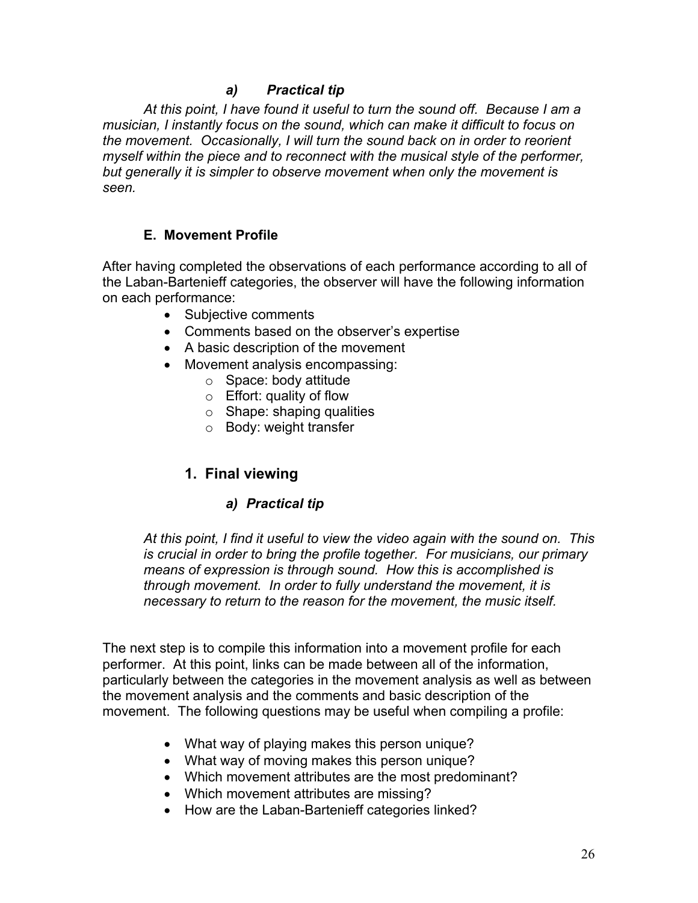#### *a) Practical tip*

*At this point, I have found it useful to turn the sound off. Because I am a musician, I instantly focus on the sound, which can make it difficult to focus on the movement. Occasionally, I will turn the sound back on in order to reorient myself within the piece and to reconnect with the musical style of the performer, but generally it is simpler to observe movement when only the movement is seen.*

### E. Movement Profile

After having completed the observations of each performance according to all of the Laban-Bartenieff categories, the observer will have the following information on each performance:

- Subjective comments
- Comments based on the observer's expertise
- A basic description of the movement
- Movement analysis encompassing:
    - Space: body attitude
    - Effort: quality of flow
    - Shape: shaping qualities
    - Body: weight transfer

#### 1. Final viewing

##### *a) Practical tip*

*At this point, I find it useful to view the video again with the sound on. This is crucial in order to bring the profile together. For musicians, our primary means of expression is through sound. How this is accomplished is through movement. In order to fully understand the movement, it is necessary to return to the reason for the movement, the music itself.*

The next step is to compile this information into a movement profile for each performer. At this point, links can be made between all of the information, particularly between the categories in the movement analysis as well as between the movement analysis and the comments and basic description of the movement. The following questions may be useful when compiling a profile:

- What way of playing makes this person unique?
- What way of moving makes this person unique?
- Which movement attributes are the most predominant?
- Which movement attributes are missing?
- How are the Laban-Bartenieff categories linked?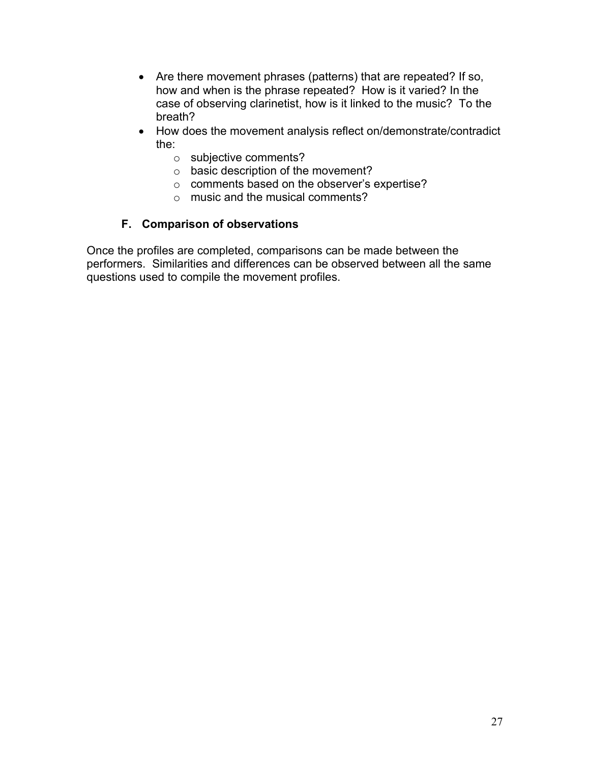- Are there movement phrases (patterns) that are repeated? If so, how and when is the phrase repeated? How is it varied? In the case of observing clarinetist, how is it linked to the music? To the breath?
- How does the movement analysis reflect on/demonstrate/contradict the:
  - subjective comments?
  - basic description of the movement?
  - comments based on the observer's expertise?
  - music and the musical comments?

### F. Comparison of observations

Once the profiles are completed, comparisons can be made between the performers. Similarities and differences can be observed between all the same questions used to compile the movement profiles.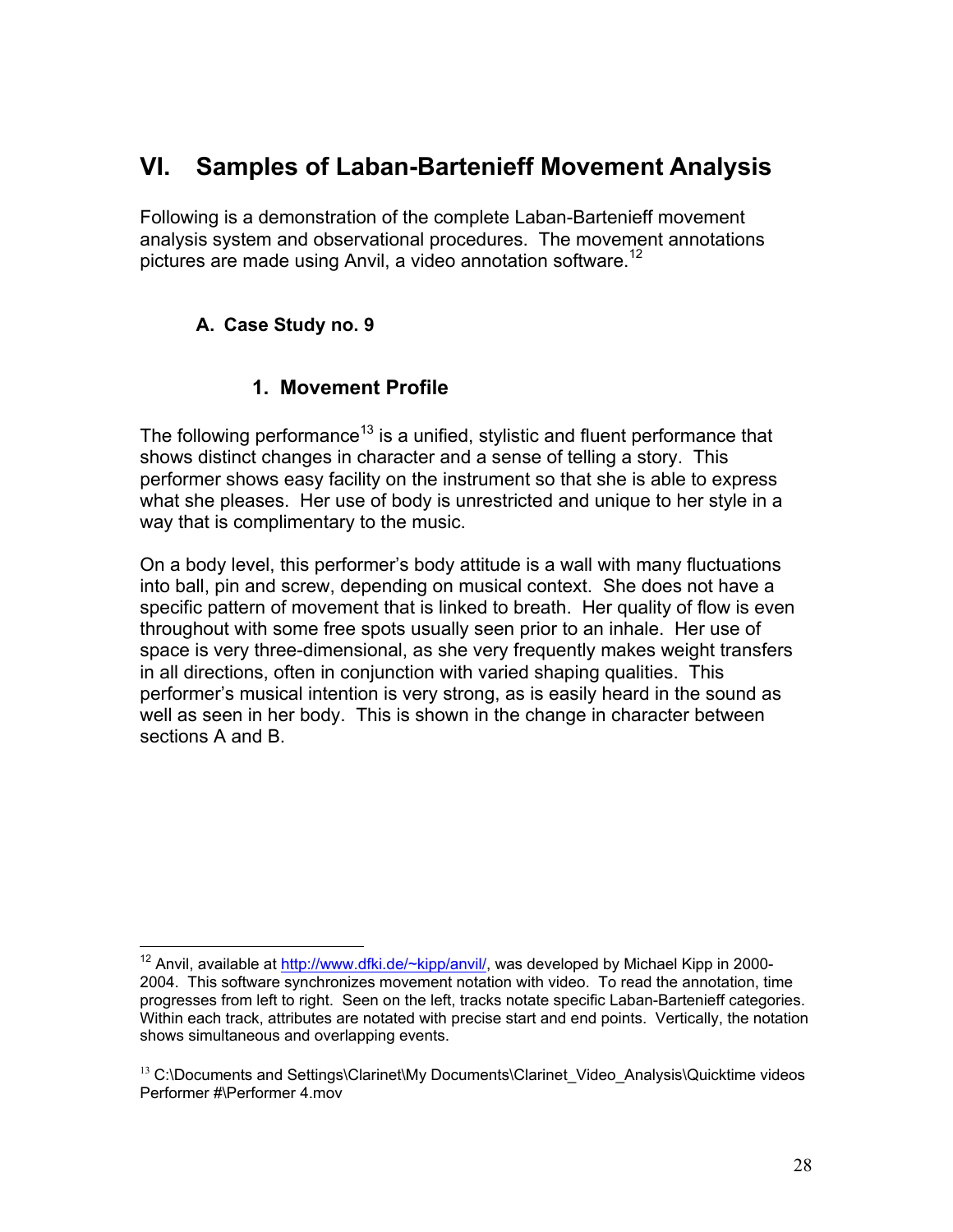# VI. Samples of Laban-Bartenieff Movement Analysis

Following is a demonstration of the complete Laban-Bartenieff movement analysis system and observational procedures. The movement annotations pictures are made using Anvil, a video annotation software.[12]

## A. Case Study no. 9

### 1. Movement Profile

The following performance[13] is a unified, stylistic and fluent performance that shows distinct changes in character and a sense of telling a story. This performer shows easy facility on the instrument so that she is able to express what she pleases. Her use of body is unrestricted and unique to her style in a way that is complimentary to the music.

On a body level, this performer's body attitude is a wall with many fluctuations into ball, pin and screw, depending on musical context. She does not have a specific pattern of movement that is linked to breath. Her quality of flow is even throughout with some free spots usually seen prior to an inhale. Her use of space is very three-dimensional, as she very frequently makes weight transfers in all directions, often in conjunction with varied shaping qualities. This performer's musical intention is very strong, as is easily heard in the sound as well as seen in her body. This is shown in the change in character between sections A and B.

---

[12] Anvil, available at http://www.dfki.de/~kipp/anvil/, was developed by Michael Kipp in 2000-2004. This software synchronizes movement notation with video. To read the annotation, time progresses from left to right. Seen on the left, tracks notate specific Laban-Bartenieff categories. Within each track, attributes are notated with precise start and end points. Vertically, the notation shows simultaneous and overlapping events.

[13] C:\Documents and Settings\Clarinet\My Documents\Clarinet_Video_Analysis\Quicktime videos Performer #\Performer 4.mov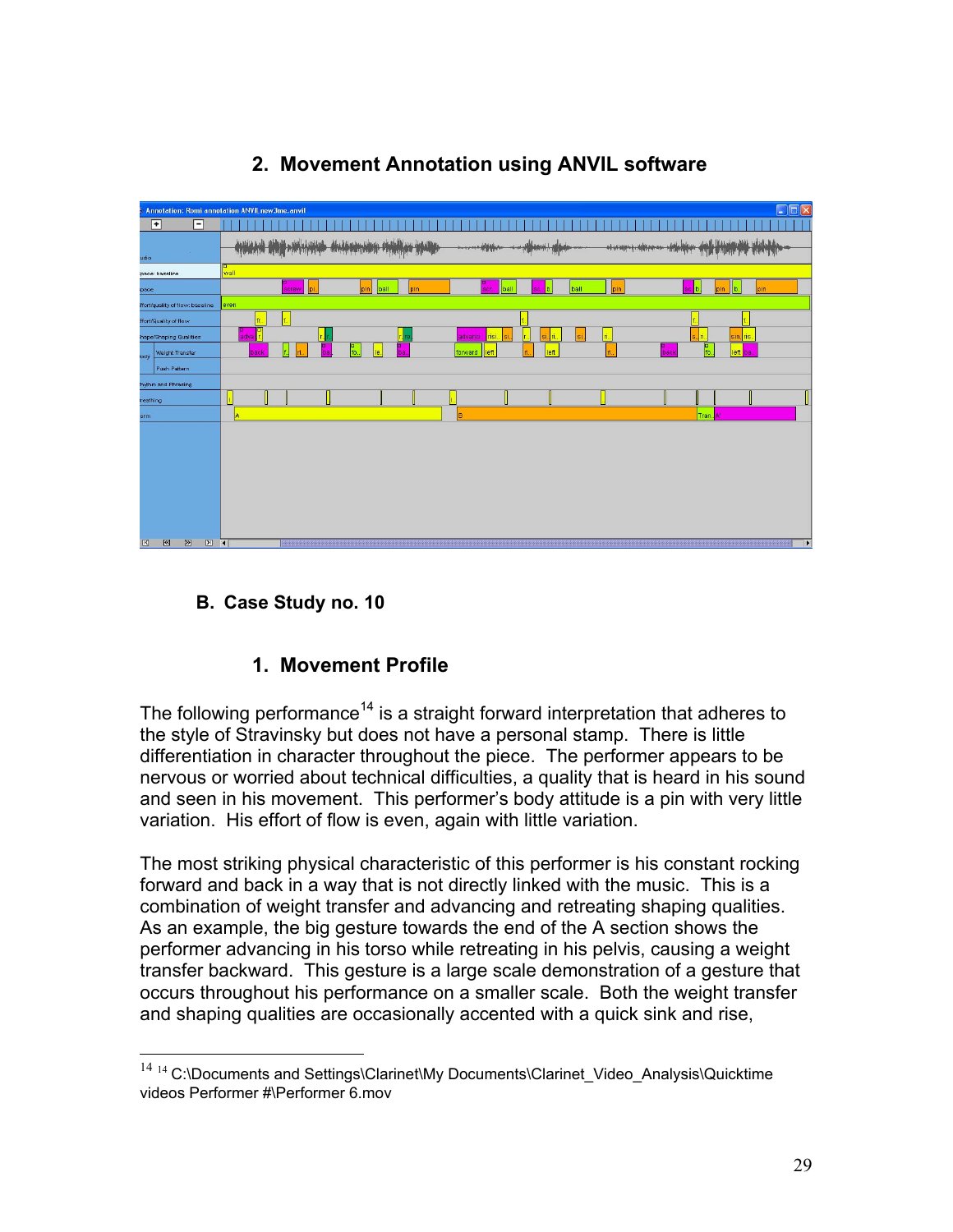### 2. Movement Annotation using ANVIL software

## B. Case Study no. 10

### 1. Movement Profile

The following performance[14] is a straight forward interpretation that adheres to the style of Stravinsky but does not have a personal stamp. There is little differentiation in character throughout the piece. The performer appears to be nervous or worried about technical difficulties, a quality that is heard in his sound and seen in his movement. This performer's body attitude is a pin with very little variation. His effort of flow is even, again with little variation.

The most striking physical characteristic of this performer is his constant rocking forward and back in a way that is not directly linked with the music. This is a combination of weight transfer and advancing and retreating shaping qualities. As an example, the big gesture towards the end of the A section shows the performer advancing in his torso while retreating in his pelvis, causing a weight transfer backward. This gesture is a large scale demonstration of a gesture that occurs throughout his performance on a smaller scale. Both the weight transfer and shaping qualities are occasionally accented with a quick sink and rise,

---

[14] [14] C:\Documents and Settings\Clarinet\My Documents\Clarinet_Video_Analysis\Quicktime videos Performer #\Performer 6.mov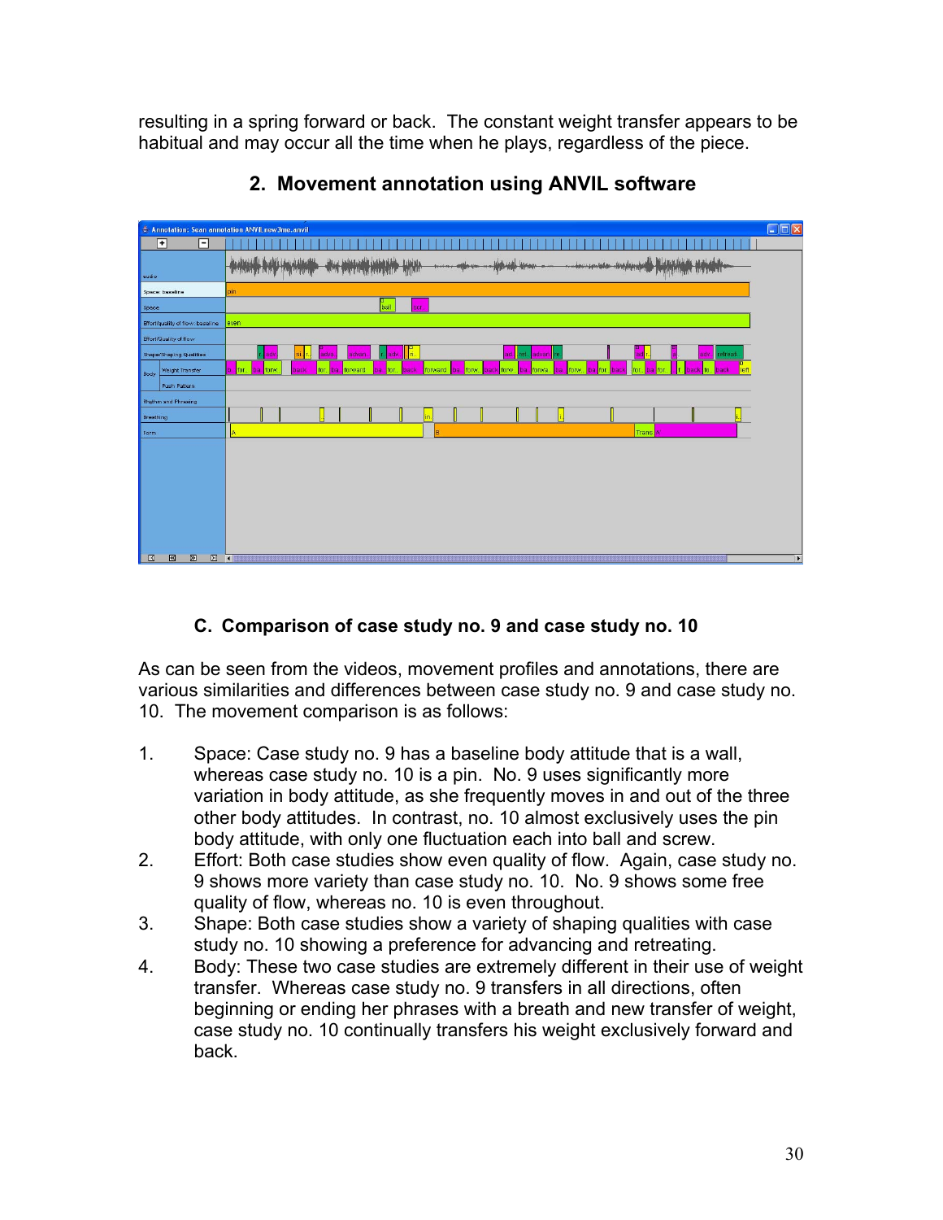resulting in a spring forward or back. The constant weight transfer appears to be habitual and may occur all the time when he plays, regardless of the piece.

### 2. Movement annotation using ANVIL software

### C. Comparison of case study no. 9 and case study no. 10

As can be seen from the videos, movement profiles and annotations, there are various similarities and differences between case study no. 9 and case study no. 10. The movement comparison is as follows:

1. Space: Case study no. 9 has a baseline body attitude that is a wall, whereas case study no. 10 is a pin. No. 9 uses significantly more variation in body attitude, as she frequently moves in and out of the three other body attitudes. In contrast, no. 10 almost exclusively uses the pin body attitude, with only one fluctuation each into ball and screw.
2. Effort: Both case studies show even quality of flow. Again, case study no. 9 shows more variety than case study no. 10. No. 9 shows some free quality of flow, whereas no. 10 is even throughout.
3. Shape: Both case studies show a variety of shaping qualities with case study no. 10 showing a preference for advancing and retreating.
4. Body: These two case studies are extremely different in their use of weight transfer. Whereas case study no. 9 transfers in all directions, often beginning or ending her phrases with a breath and new transfer of weight, case study no. 10 continually transfers his weight exclusively forward and back.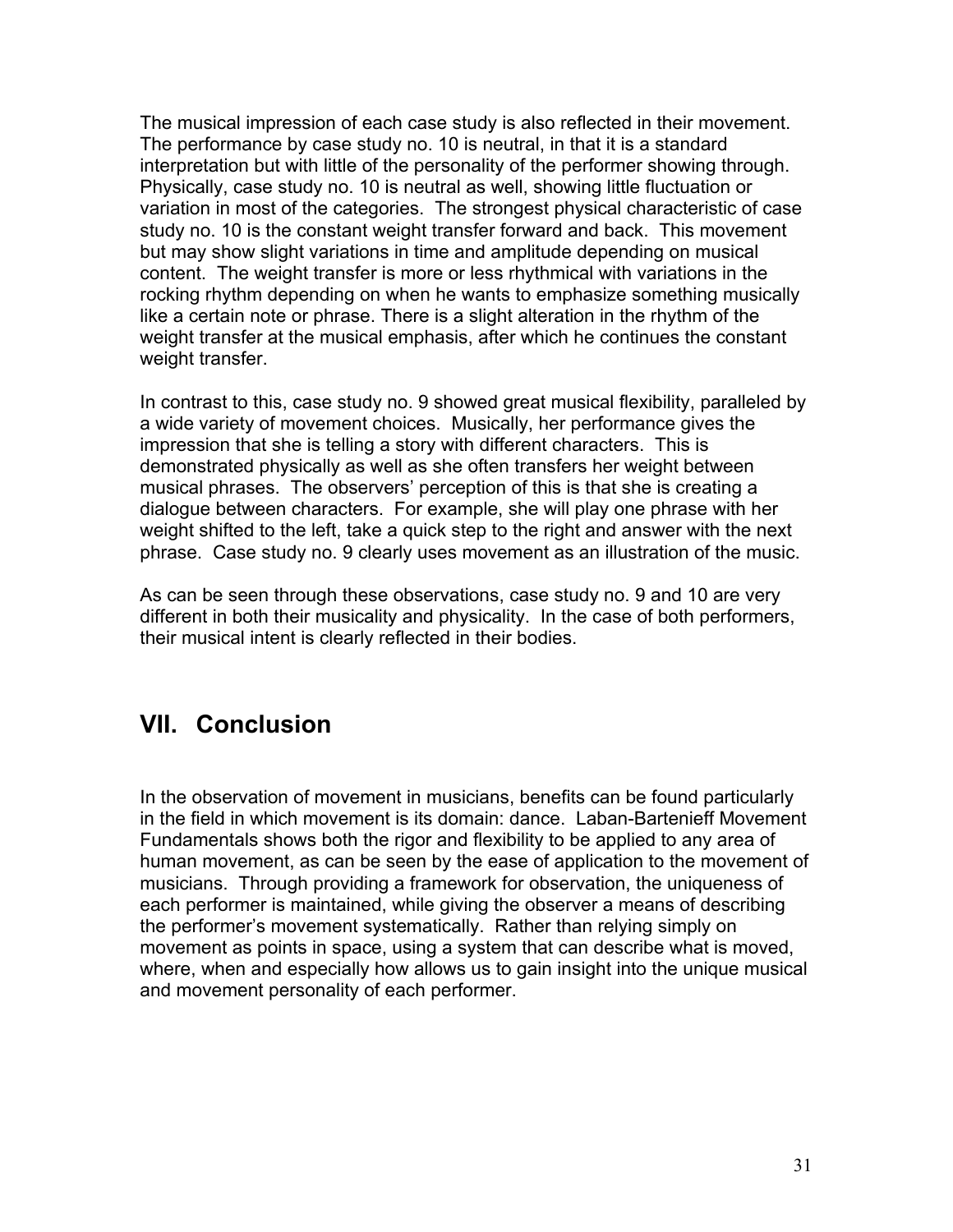The musical impression of each case study is also reflected in their movement. The performance by case study no. 10 is neutral, in that it is a standard interpretation but with little of the personality of the performer showing through. Physically, case study no. 10 is neutral as well, showing little fluctuation or variation in most of the categories. The strongest physical characteristic of case study no. 10 is the constant weight transfer forward and back. This movement but may show slight variations in time and amplitude depending on musical content. The weight transfer is more or less rhythmical with variations in the rocking rhythm depending on when he wants to emphasize something musically like a certain note or phrase. There is a slight alteration in the rhythm of the weight transfer at the musical emphasis, after which he continues the constant weight transfer.

In contrast to this, case study no. 9 showed great musical flexibility, paralleled by a wide variety of movement choices. Musically, her performance gives the impression that she is telling a story with different characters. This is demonstrated physically as well as she often transfers her weight between musical phrases. The observers' perception of this is that she is creating a dialogue between characters. For example, she will play one phrase with her weight shifted to the left, take a quick step to the right and answer with the next phrase. Case study no. 9 clearly uses movement as an illustration of the music.

As can be seen through these observations, case study no. 9 and 10 are very different in both their musicality and physicality. In the case of both performers, their musical intent is clearly reflected in their bodies.

## VII. Conclusion

In the observation of movement in musicians, benefits can be found particularly in the field in which movement is its domain: dance. Laban-Bartenieff Movement Fundamentals shows both the rigor and flexibility to be applied to any area of human movement, as can be seen by the ease of application to the movement of musicians. Through providing a framework for observation, the uniqueness of each performer is maintained, while giving the observer a means of describing the performer's movement systematically. Rather than relying simply on movement as points in space, using a system that can describe what is moved, where, when and especially how allows us to gain insight into the unique musical and movement personality of each performer.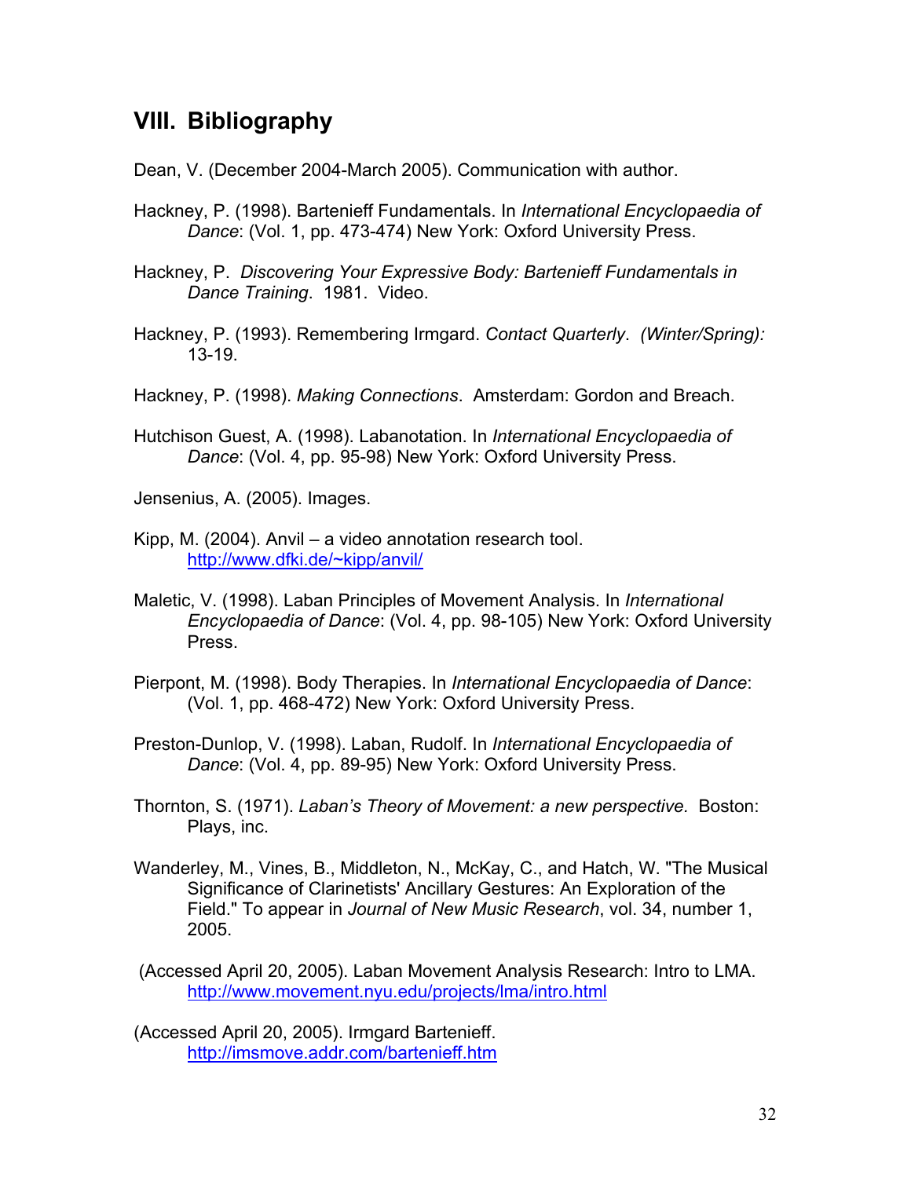## VIII. Bibliography

Dean, V. (December 2004-March 2005). Communication with author.

Hackney, P. (1998). Bartenieff Fundamentals. In *International Encyclopaedia of Dance*: (Vol. 1, pp. 473-474) New York: Oxford University Press.

Hackney, P. *Discovering Your Expressive Body: Bartenieff Fundamentals in Dance Training*. 1981. Video.

Hackney, P. (1993). Remembering Irmgard. *Contact Quarterly*. *(Winter/Spring):* 13-19.

Hackney, P. (1998). *Making Connections*. Amsterdam: Gordon and Breach.

Hutchison Guest, A. (1998). Labanotation. In *International Encyclopaedia of Dance*: (Vol. 4, pp. 95-98) New York: Oxford University Press.

Jensenius, A. (2005). Images.

Kipp, M. (2004). Anvil – a video annotation research tool. http://www.dfki.de/~kipp/anvil/

Maletic, V. (1998). Laban Principles of Movement Analysis. In *International Encyclopaedia of Dance*: (Vol. 4, pp. 98-105) New York: Oxford University Press.

Pierpont, M. (1998). Body Therapies. In *International Encyclopaedia of Dance*: (Vol. 1, pp. 468-472) New York: Oxford University Press.

Preston-Dunlop, V. (1998). Laban, Rudolf. In *International Encyclopaedia of Dance*: (Vol. 4, pp. 89-95) New York: Oxford University Press.

Thornton, S. (1971). *Laban's Theory of Movement: a new perspective.* Boston: Plays, inc.

Wanderley, M., Vines, B., Middleton, N., McKay, C., and Hatch, W. "The Musical Significance of Clarinetists' Ancillary Gestures: An Exploration of the Field." To appear in *Journal of New Music Research*, vol. 34, number 1, 2005.

(Accessed April 20, 2005). Laban Movement Analysis Research: Intro to LMA. http://www.movement.nyu.edu/projects/lma/intro.html

(Accessed April 20, 2005). Irmgard Bartenieff. http://imsmove.addr.com/bartenieff.htm